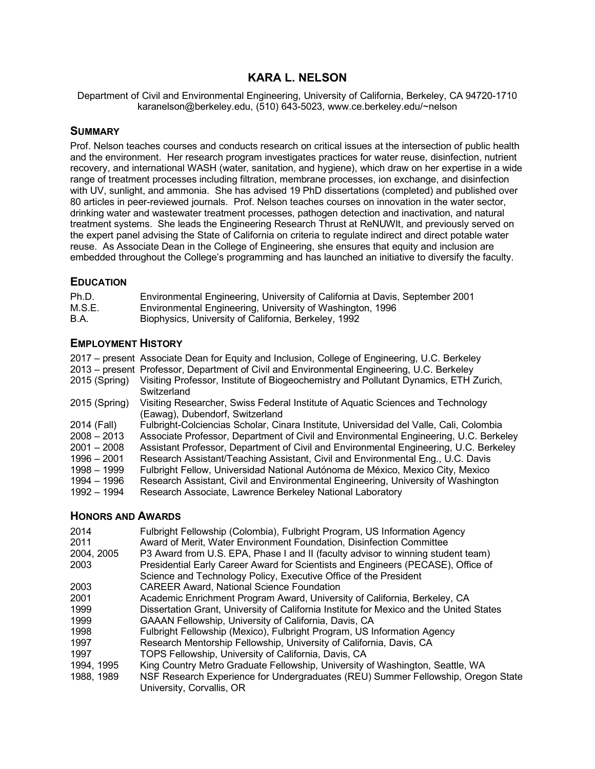# KARA L. NELSON

Department of Civil and Environmental Engineering, University of California, Berkeley, CA 94720-1710
karanelson@berkeley.edu, (510) 643-5023, www.ce.berkeley.edu/~nelson

## SUMMARY

Prof. Nelson teaches courses and conducts research on critical issues at the intersection of public health and the environment. Her research program investigates practices for water reuse, disinfection, nutrient recovery, and international WASH (water, sanitation, and hygiene), which draw on her expertise in a wide range of treatment processes including filtration, membrane processes, ion exchange, and disinfection with UV, sunlight, and ammonia. She has advised 19 PhD dissertations (completed) and published over 80 articles in peer-reviewed journals. Prof. Nelson teaches courses on innovation in the water sector, drinking water and wastewater treatment processes, pathogen detection and inactivation, and natural treatment systems. She leads the Engineering Research Thrust at ReNUWIt, and previously served on the expert panel advising the State of California on criteria to regulate indirect and direct potable water reuse. As Associate Dean in the College of Engineering, she ensures that equity and inclusion are embedded throughout the College's programming and has launched an initiative to diversify the faculty.

## EDUCATION

| | |
|---|---|
| Ph.D. | Environmental Engineering, University of California at Davis, September 2001 |
| M.S.E. | Environmental Engineering, University of Washington, 1996 |
| B.A. | Biophysics, University of California, Berkeley, 1992 |

## EMPLOYMENT HISTORY

| | |
|---|---|
| 2017 – present | Associate Dean for Equity and Inclusion, College of Engineering, U.C. Berkeley |
| 2013 – present | Professor, Department of Civil and Environmental Engineering, U.C. Berkeley |
| 2015 (Spring) | Visiting Professor, Institute of Biogeochemistry and Pollutant Dynamics, ETH Zurich, Switzerland |
| 2015 (Spring) | Visiting Researcher, Swiss Federal Institute of Aquatic Sciences and Technology (Eawag), Dubendorf, Switzerland |
| 2014 (Fall) | Fulbright-Colciencias Scholar, Cinara Institute, Universidad del Valle, Cali, Colombia |
| 2008 – 2013 | Associate Professor, Department of Civil and Environmental Engineering, U.C. Berkeley |
| 2001 – 2008 | Assistant Professor, Department of Civil and Environmental Engineering, U.C. Berkeley |
| 1996 – 2001 | Research Assistant/Teaching Assistant, Civil and Environmental Eng., U.C. Davis |
| 1998 – 1999 | Fulbright Fellow, Universidad National Autónoma de México, Mexico City, Mexico |
| 1994 – 1996 | Research Assistant, Civil and Environmental Engineering, University of Washington |
| 1992 – 1994 | Research Associate, Lawrence Berkeley National Laboratory |

## HONORS AND AWARDS

| | |
|---|---|
| 2014 | Fulbright Fellowship (Colombia), Fulbright Program, US Information Agency |
| 2011 | Award of Merit, Water Environment Foundation, Disinfection Committee |
| 2004, 2005 | P3 Award from U.S. EPA, Phase I and II (faculty advisor to winning student team) |
| 2003 | Presidential Early Career Award for Scientists and Engineers (PECASE), Office of Science and Technology Policy, Executive Office of the President |
| 2003 | CAREER Award, National Science Foundation |
| 2001 | Academic Enrichment Program Award, University of California, Berkeley, CA |
| 1999 | Dissertation Grant, University of California Institute for Mexico and the United States |
| 1999 | GAAAN Fellowship, University of California, Davis, CA |
| 1998 | Fulbright Fellowship (Mexico), Fulbright Program, US Information Agency |
| 1997 | Research Mentorship Fellowship, University of California, Davis, CA |
| 1997 | TOPS Fellowship, University of California, Davis, CA |
| 1994, 1995 | King Country Metro Graduate Fellowship, University of Washington, Seattle, WA |
| 1988, 1989 | NSF Research Experience for Undergraduates (REU) Summer Fellowship, Oregon State University, Corvallis, OR |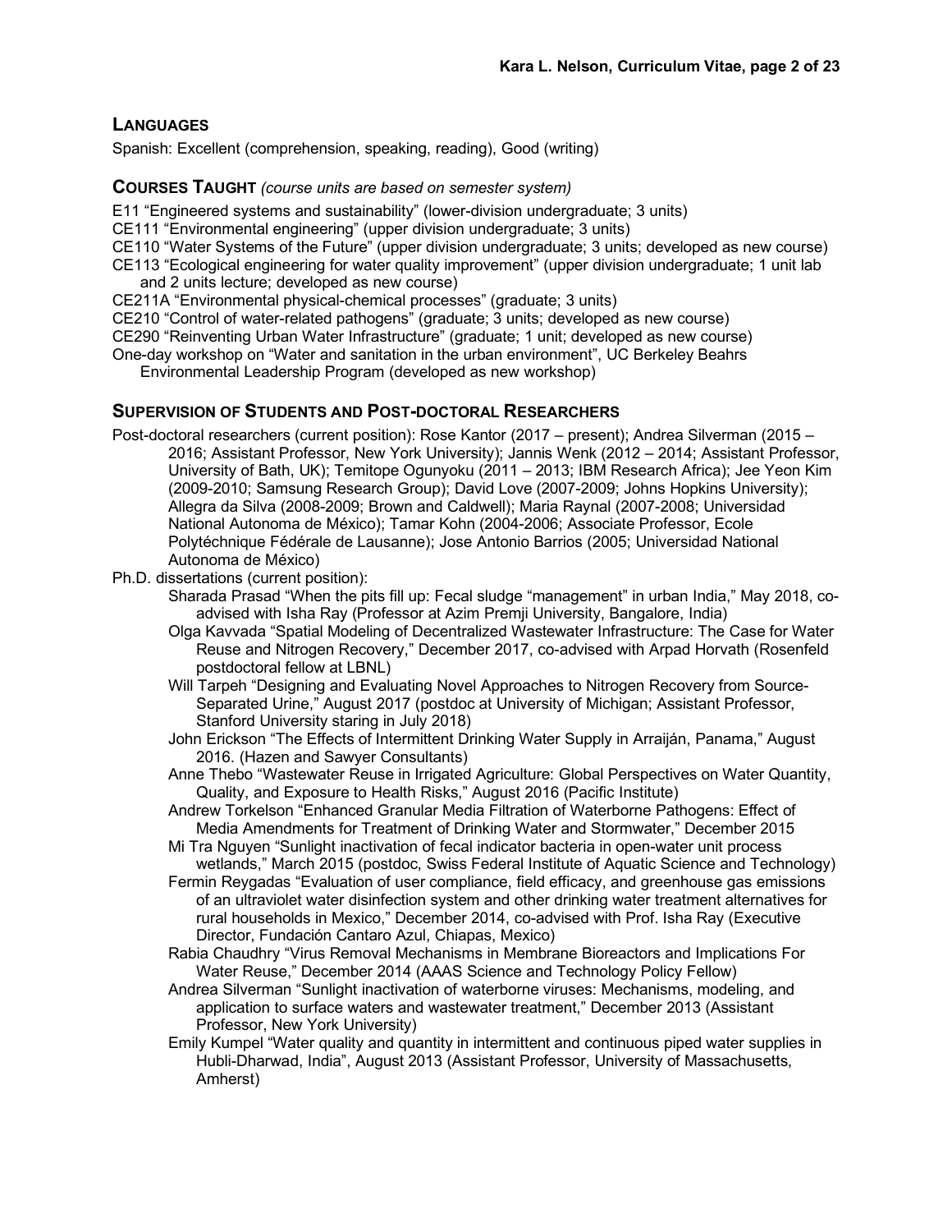## LANGUAGES

Spanish: Excellent (comprehension, speaking, reading), Good (writing)

## COURSES TAUGHT *(course units are based on semester system)*

E11 "Engineered systems and sustainability" (lower-division undergraduate; 3 units)
CE111 "Environmental engineering" (upper division undergraduate; 3 units)
CE110 "Water Systems of the Future" (upper division undergraduate; 3 units; developed as new course)
CE113 "Ecological engineering for water quality improvement" (upper division undergraduate; 1 unit lab and 2 units lecture; developed as new course)
CE211A "Environmental physical-chemical processes" (graduate; 3 units)
CE210 "Control of water-related pathogens" (graduate; 3 units; developed as new course)
CE290 "Reinventing Urban Water Infrastructure" (graduate; 1 unit; developed as new course)
One-day workshop on "Water and sanitation in the urban environment", UC Berkeley Beahrs Environmental Leadership Program (developed as new workshop)

## SUPERVISION OF STUDENTS AND POST-DOCTORAL RESEARCHERS

Post-doctoral researchers (current position): Rose Kantor (2017 – present); Andrea Silverman (2015 – 2016; Assistant Professor, New York University); Jannis Wenk (2012 – 2014; Assistant Professor, University of Bath, UK); Temitope Ogunyoku (2011 – 2013; IBM Research Africa); Jee Yeon Kim (2009-2010; Samsung Research Group); David Love (2007-2009; Johns Hopkins University); Allegra da Silva (2008-2009; Brown and Caldwell); Maria Raynal (2007-2008; Universidad National Autonoma de México); Tamar Kohn (2004-2006; Associate Professor, Ecole Polytéchnique Fédérale de Lausanne); Jose Antonio Barrios (2005; Universidad National Autonoma de México)

Ph.D. dissertations (current position):

- Sharada Prasad "When the pits fill up: Fecal sludge "management" in urban India," May 2018, co-advised with Isha Ray (Professor at Azim Premji University, Bangalore, India)
- Olga Kavvada "Spatial Modeling of Decentralized Wastewater Infrastructure: The Case for Water Reuse and Nitrogen Recovery," December 2017, co-advised with Arpad Horvath (Rosenfeld postdoctoral fellow at LBNL)
- Will Tarpeh "Designing and Evaluating Novel Approaches to Nitrogen Recovery from Source-Separated Urine," August 2017 (postdoc at University of Michigan; Assistant Professor, Stanford University staring in July 2018)
- John Erickson "The Effects of Intermittent Drinking Water Supply in Arraiján, Panama," August 2016. (Hazen and Sawyer Consultants)
- Anne Thebo "Wastewater Reuse in Irrigated Agriculture: Global Perspectives on Water Quantity, Quality, and Exposure to Health Risks," August 2016 (Pacific Institute)
- Andrew Torkelson "Enhanced Granular Media Filtration of Waterborne Pathogens: Effect of Media Amendments for Treatment of Drinking Water and Stormwater," December 2015
- Mi Tra Nguyen "Sunlight inactivation of fecal indicator bacteria in open-water unit process wetlands," March 2015 (postdoc, Swiss Federal Institute of Aquatic Science and Technology)
- Fermin Reygadas "Evaluation of user compliance, field efficacy, and greenhouse gas emissions of an ultraviolet water disinfection system and other drinking water treatment alternatives for rural households in Mexico," December 2014, co-advised with Prof. Isha Ray (Executive Director, Fundación Cantaro Azul, Chiapas, Mexico)
- Rabia Chaudhry "Virus Removal Mechanisms in Membrane Bioreactors and Implications For Water Reuse," December 2014 (AAAS Science and Technology Policy Fellow)
- Andrea Silverman "Sunlight inactivation of waterborne viruses: Mechanisms, modeling, and application to surface waters and wastewater treatment," December 2013 (Assistant Professor, New York University)
- Emily Kumpel "Water quality and quantity in intermittent and continuous piped water supplies in Hubli-Dharwad, India", August 2013 (Assistant Professor, University of Massachusetts, Amherst)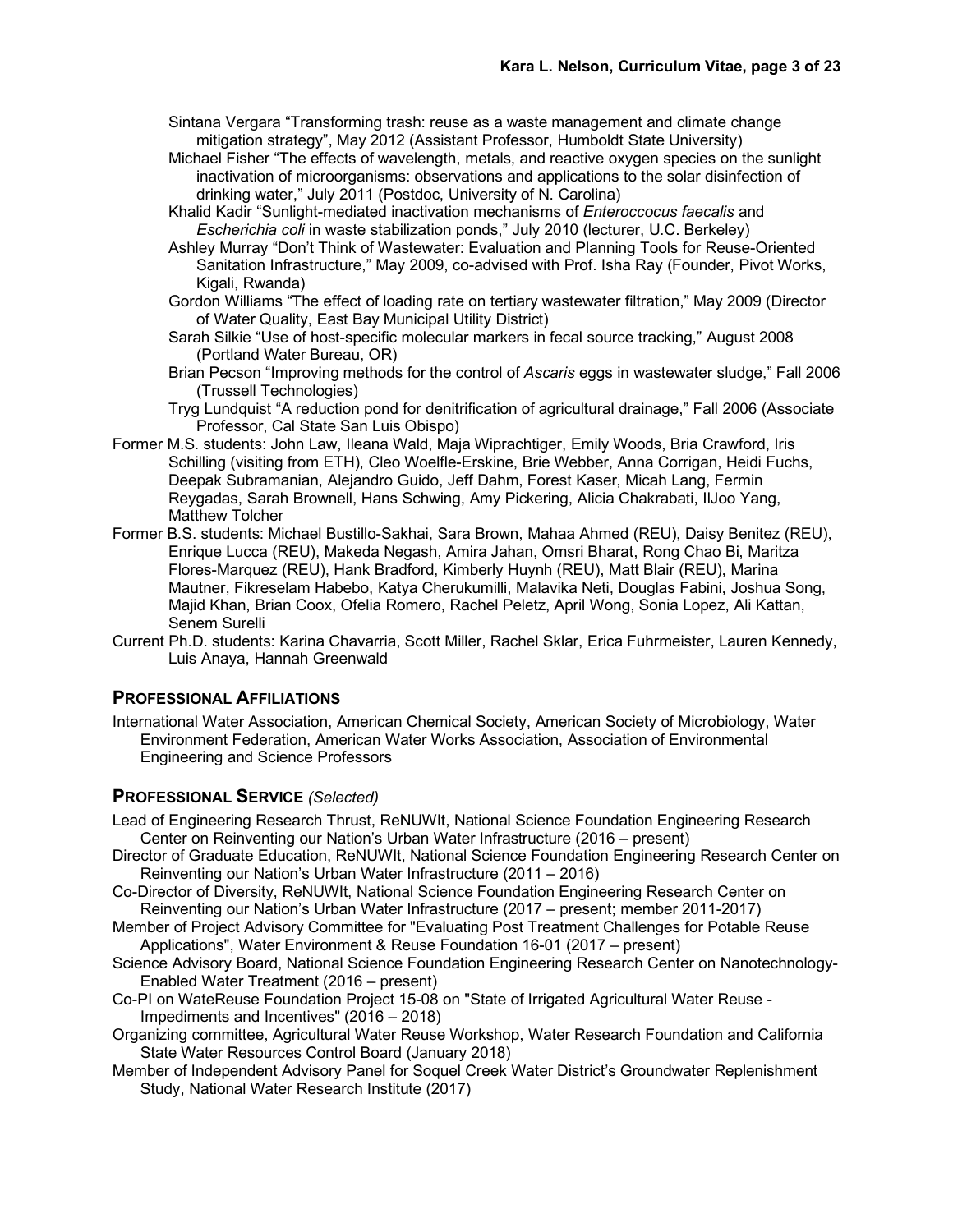Sintana Vergara "Transforming trash: reuse as a waste management and climate change mitigation strategy", May 2012 (Assistant Professor, Humboldt State University)

Michael Fisher "The effects of wavelength, metals, and reactive oxygen species on the sunlight inactivation of microorganisms: observations and applications to the solar disinfection of drinking water," July 2011 (Postdoc, University of N. Carolina)

Khalid Kadir "Sunlight-mediated inactivation mechanisms of *Enteroccocus faecalis* and *Escherichia coli* in waste stabilization ponds," July 2010 (lecturer, U.C. Berkeley)

Ashley Murray "Don't Think of Wastewater: Evaluation and Planning Tools for Reuse-Oriented Sanitation Infrastructure," May 2009, co-advised with Prof. Isha Ray (Founder, Pivot Works, Kigali, Rwanda)

Gordon Williams "The effect of loading rate on tertiary wastewater filtration," May 2009 (Director of Water Quality, East Bay Municipal Utility District)

Sarah Silkie "Use of host-specific molecular markers in fecal source tracking," August 2008 (Portland Water Bureau, OR)

Brian Pecson "Improving methods for the control of *Ascaris* eggs in wastewater sludge," Fall 2006 (Trussell Technologies)

Tryg Lundquist "A reduction pond for denitrification of agricultural drainage," Fall 2006 (Associate Professor, Cal State San Luis Obispo)

Former M.S. students: John Law, Ileana Wald, Maja Wiprachtiger, Emily Woods, Bria Crawford, Iris Schilling (visiting from ETH), Cleo Woelfle-Erskine, Brie Webber, Anna Corrigan, Heidi Fuchs, Deepak Subramanian, Alejandro Guido, Jeff Dahm, Forest Kaser, Micah Lang, Fermin Reygadas, Sarah Brownell, Hans Schwing, Amy Pickering, Alicia Chakrabati, IlJoo Yang, Matthew Tolcher

Former B.S. students: Michael Bustillo-Sakhai, Sara Brown, Mahaa Ahmed (REU), Daisy Benitez (REU), Enrique Lucca (REU), Makeda Negash, Amira Jahan, Omsri Bharat, Rong Chao Bi, Maritza Flores-Marquez (REU), Hank Bradford, Kimberly Huynh (REU), Matt Blair (REU), Marina Mautner, Fikreselam Habebo, Katya Cherukumilli, Malavika Neti, Douglas Fabini, Joshua Song, Majid Khan, Brian Coox, Ofelia Romero, Rachel Peletz, April Wong, Sonia Lopez, Ali Kattan, Senem Surelli

Current Ph.D. students: Karina Chavarria, Scott Miller, Rachel Sklar, Erica Fuhrmeister, Lauren Kennedy, Luis Anaya, Hannah Greenwald

## PROFESSIONAL AFFILIATIONS

International Water Association, American Chemical Society, American Society of Microbiology, Water Environment Federation, American Water Works Association, Association of Environmental Engineering and Science Professors

## PROFESSIONAL SERVICE *(Selected)*

Lead of Engineering Research Thrust, ReNUWIt, National Science Foundation Engineering Research Center on Reinventing our Nation's Urban Water Infrastructure (2016 – present)

Director of Graduate Education, ReNUWIt, National Science Foundation Engineering Research Center on Reinventing our Nation's Urban Water Infrastructure (2011 – 2016)

Co-Director of Diversity, ReNUWIt, National Science Foundation Engineering Research Center on Reinventing our Nation's Urban Water Infrastructure (2017 – present; member 2011-2017)

Member of Project Advisory Committee for "Evaluating Post Treatment Challenges for Potable Reuse Applications", Water Environment & Reuse Foundation 16-01 (2017 – present)

Science Advisory Board, National Science Foundation Engineering Research Center on Nanotechnology-Enabled Water Treatment (2016 – present)

Co-PI on WateReuse Foundation Project 15-08 on "State of Irrigated Agricultural Water Reuse - Impediments and Incentives" (2016 – 2018)

Organizing committee, Agricultural Water Reuse Workshop, Water Research Foundation and California State Water Resources Control Board (January 2018)

Member of Independent Advisory Panel for Soquel Creek Water District's Groundwater Replenishment Study, National Water Research Institute (2017)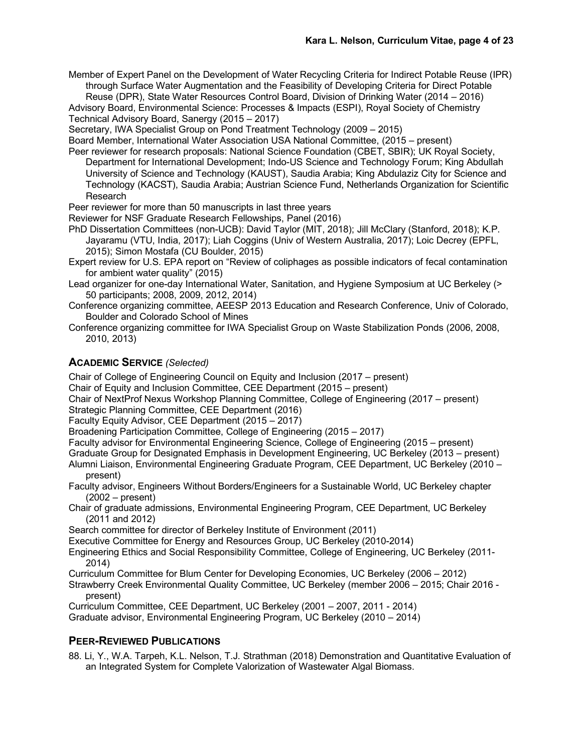Member of Expert Panel on the Development of Water Recycling Criteria for Indirect Potable Reuse (IPR) through Surface Water Augmentation and the Feasibility of Developing Criteria for Direct Potable Reuse (DPR), State Water Resources Control Board, Division of Drinking Water (2014 – 2016)

Advisory Board, Environmental Science: Processes & Impacts (ESPI), Royal Society of Chemistry

Technical Advisory Board, Sanergy (2015 – 2017)

Secretary, IWA Specialist Group on Pond Treatment Technology (2009 – 2015)

Board Member, International Water Association USA National Committee, (2015 – present)

Peer reviewer for research proposals: National Science Foundation (CBET, SBIR); UK Royal Society, Department for International Development; Indo-US Science and Technology Forum; King Abdullah University of Science and Technology (KAUST), Saudia Arabia; King Abdulaziz City for Science and Technology (KACST), Saudia Arabia; Austrian Science Fund, Netherlands Organization for Scientific Research

Peer reviewer for more than 50 manuscripts in last three years

Reviewer for NSF Graduate Research Fellowships, Panel (2016)

PhD Dissertation Committees (non-UCB): David Taylor (MIT, 2018); Jill McClary (Stanford, 2018); K.P. Jayaramu (VTU, India, 2017); Liah Coggins (Univ of Western Australia, 2017); Loic Decrey (EPFL, 2015); Simon Mostafa (CU Boulder, 2015)

Expert review for U.S. EPA report on "Review of coliphages as possible indicators of fecal contamination for ambient water quality" (2015)

Lead organizer for one-day International Water, Sanitation, and Hygiene Symposium at UC Berkeley (> 50 participants; 2008, 2009, 2012, 2014)

Conference organizing committee, AEESP 2013 Education and Research Conference, Univ of Colorado, Boulder and Colorado School of Mines

Conference organizing committee for IWA Specialist Group on Waste Stabilization Ponds (2006, 2008, 2010, 2013)

## ACADEMIC SERVICE *(Selected)*

Chair of College of Engineering Council on Equity and Inclusion (2017 – present)

Chair of Equity and Inclusion Committee, CEE Department (2015 – present)

Chair of NextProf Nexus Workshop Planning Committee, College of Engineering (2017 – present)

Strategic Planning Committee, CEE Department (2016)

Faculty Equity Advisor, CEE Department (2015 – 2017)

Broadening Participation Committee, College of Engineering (2015 – 2017)

Faculty advisor for Environmental Engineering Science, College of Engineering (2015 – present)

Graduate Group for Designated Emphasis in Development Engineering, UC Berkeley (2013 – present)

Alumni Liaison, Environmental Engineering Graduate Program, CEE Department, UC Berkeley (2010 – present)

Faculty advisor, Engineers Without Borders/Engineers for a Sustainable World, UC Berkeley chapter (2002 – present)

Chair of graduate admissions, Environmental Engineering Program, CEE Department, UC Berkeley (2011 and 2012)

Search committee for director of Berkeley Institute of Environment (2011)

Executive Committee for Energy and Resources Group, UC Berkeley (2010-2014)

Engineering Ethics and Social Responsibility Committee, College of Engineering, UC Berkeley (2011-2014)

Curriculum Committee for Blum Center for Developing Economies, UC Berkeley (2006 – 2012)

Strawberry Creek Environmental Quality Committee, UC Berkeley (member 2006 – 2015; Chair 2016 - present)

Curriculum Committee, CEE Department, UC Berkeley (2001 – 2007, 2011 - 2014)

Graduate advisor, Environmental Engineering Program, UC Berkeley (2010 – 2014)

## PEER-REVIEWED PUBLICATIONS

88. Li, Y., W.A. Tarpeh, K.L. Nelson, T.J. Strathman (2018) Demonstration and Quantitative Evaluation of an Integrated System for Complete Valorization of Wastewater Algal Biomass.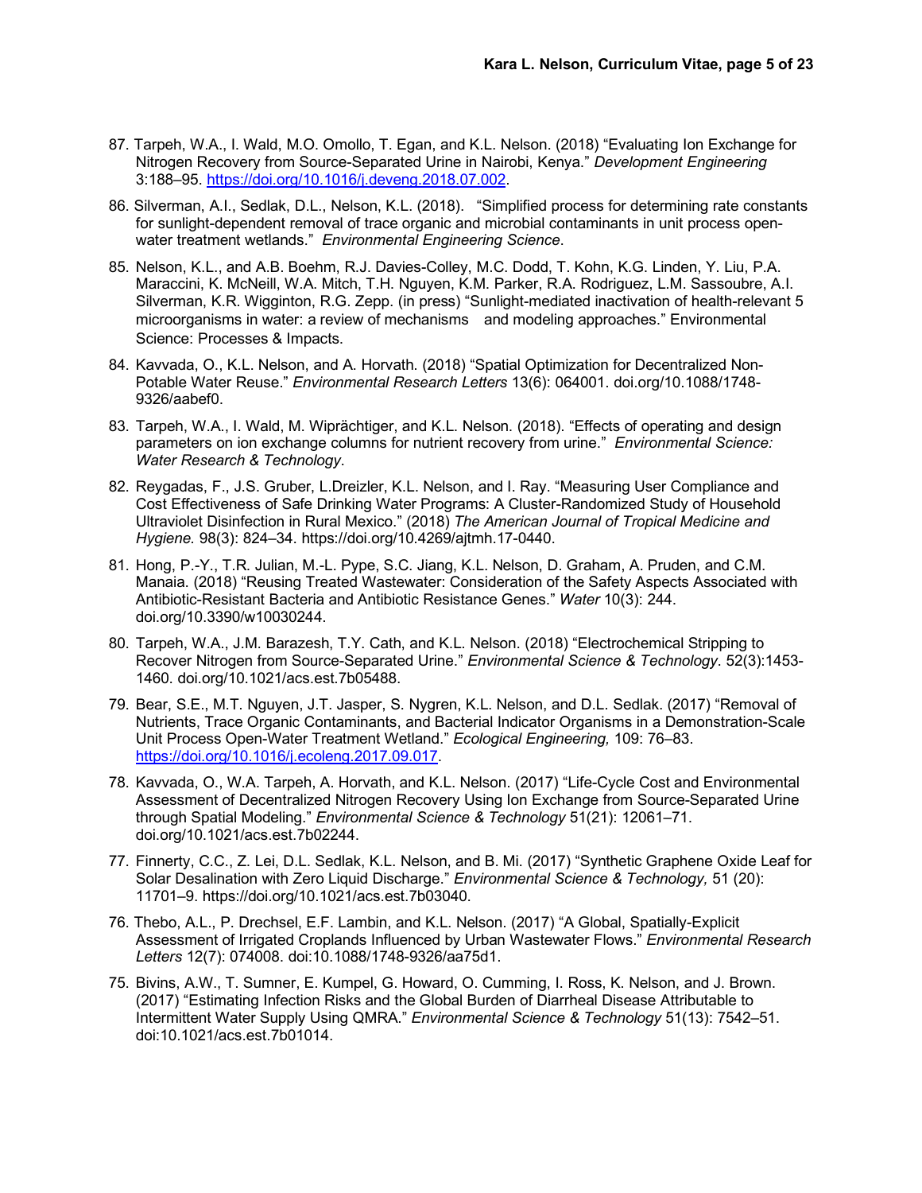87. Tarpeh, W.A., I. Wald, M.O. Omollo, T. Egan, and K.L. Nelson. (2018) "Evaluating Ion Exchange for Nitrogen Recovery from Source-Separated Urine in Nairobi, Kenya." *Development Engineering* 3:188–95. https://doi.org/10.1016/j.deveng.2018.07.002.

86. Silverman, A.I., Sedlak, D.L., Nelson, K.L. (2018). "Simplified process for determining rate constants for sunlight-dependent removal of trace organic and microbial contaminants in unit process open-water treatment wetlands." *Environmental Engineering Science*.

85. Nelson, K.L., and A.B. Boehm, R.J. Davies-Colley, M.C. Dodd, T. Kohn, K.G. Linden, Y. Liu, P.A. Maraccini, K. McNeill, W.A. Mitch, T.H. Nguyen, K.M. Parker, R.A. Rodriguez, L.M. Sassoubre, A.I. Silverman, K.R. Wigginton, R.G. Zepp. (in press) "Sunlight-mediated inactivation of health-relevant 5 microorganisms in water: a review of mechanisms and modeling approaches." Environmental Science: Processes & Impacts.

84. Kavvada, O., K.L. Nelson, and A. Horvath. (2018) "Spatial Optimization for Decentralized Non-Potable Water Reuse." *Environmental Research Letters* 13(6): 064001. doi.org/10.1088/1748-9326/aabef0.

83. Tarpeh, W.A., I. Wald, M. Wiprächtiger, and K.L. Nelson. (2018). "Effects of operating and design parameters on ion exchange columns for nutrient recovery from urine." *Environmental Science: Water Research & Technology*.

82. Reygadas, F., J.S. Gruber, L.Dreizler, K.L. Nelson, and I. Ray. "Measuring User Compliance and Cost Effectiveness of Safe Drinking Water Programs: A Cluster-Randomized Study of Household Ultraviolet Disinfection in Rural Mexico." (2018) *The American Journal of Tropical Medicine and Hygiene.* 98(3): 824–34. https://doi.org/10.4269/ajtmh.17-0440.

81. Hong, P.-Y., T.R. Julian, M.-L. Pype, S.C. Jiang, K.L. Nelson, D. Graham, A. Pruden, and C.M. Manaia. (2018) "Reusing Treated Wastewater: Consideration of the Safety Aspects Associated with Antibiotic-Resistant Bacteria and Antibiotic Resistance Genes." *Water* 10(3): 244. doi.org/10.3390/w10030244.

80. Tarpeh, W.A., J.M. Barazesh, T.Y. Cath, and K.L. Nelson. (2018) "Electrochemical Stripping to Recover Nitrogen from Source-Separated Urine." *Environmental Science & Technology*. 52(3):1453-1460. doi.org/10.1021/acs.est.7b05488.

79. Bear, S.E., M.T. Nguyen, J.T. Jasper, S. Nygren, K.L. Nelson, and D.L. Sedlak. (2017) "Removal of Nutrients, Trace Organic Contaminants, and Bacterial Indicator Organisms in a Demonstration-Scale Unit Process Open-Water Treatment Wetland." *Ecological Engineering,* 109: 76–83. https://doi.org/10.1016/j.ecoleng.2017.09.017.

78. Kavvada, O., W.A. Tarpeh, A. Horvath, and K.L. Nelson. (2017) "Life-Cycle Cost and Environmental Assessment of Decentralized Nitrogen Recovery Using Ion Exchange from Source-Separated Urine through Spatial Modeling." *Environmental Science & Technology* 51(21): 12061–71. doi.org/10.1021/acs.est.7b02244.

77. Finnerty, C.C., Z. Lei, D.L. Sedlak, K.L. Nelson, and B. Mi. (2017) "Synthetic Graphene Oxide Leaf for Solar Desalination with Zero Liquid Discharge." *Environmental Science & Technology,* 51 (20): 11701–9. https://doi.org/10.1021/acs.est.7b03040.

76. Thebo, A.L., P. Drechsel, E.F. Lambin, and K.L. Nelson. (2017) "A Global, Spatially-Explicit Assessment of Irrigated Croplands Influenced by Urban Wastewater Flows." *Environmental Research Letters* 12(7): 074008. doi:10.1088/1748-9326/aa75d1.

75. Bivins, A.W., T. Sumner, E. Kumpel, G. Howard, O. Cumming, I. Ross, K. Nelson, and J. Brown. (2017) "Estimating Infection Risks and the Global Burden of Diarrheal Disease Attributable to Intermittent Water Supply Using QMRA." *Environmental Science & Technology* 51(13): 7542–51. doi:10.1021/acs.est.7b01014.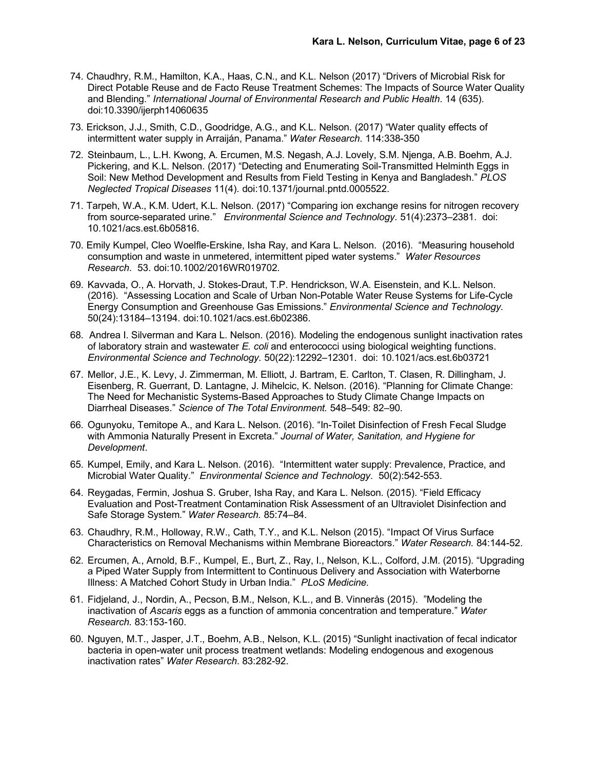74. Chaudhry, R.M., Hamilton, K.A., Haas, C.N., and K.L. Nelson (2017) "Drivers of Microbial Risk for Direct Potable Reuse and de Facto Reuse Treatment Schemes: The Impacts of Source Water Quality and Blending." *International Journal of Environmental Research and Public Health*. 14 (635). doi:10.3390/ijerph14060635

73. Erickson, J.J., Smith, C.D., Goodridge, A.G., and K.L. Nelson. (2017) "Water quality effects of intermittent water supply in Arraiján, Panama." *Water Research*. 114:338-350

72. Steinbaum, L., L.H. Kwong, A. Ercumen, M.S. Negash, A.J. Lovely, S.M. Njenga, A.B. Boehm, A.J. Pickering, and K.L. Nelson. (2017) "Detecting and Enumerating Soil-Transmitted Helminth Eggs in Soil: New Method Development and Results from Field Testing in Kenya and Bangladesh." *PLOS Neglected Tropical Diseases* 11(4). doi:10.1371/journal.pntd.0005522.

71. Tarpeh, W.A., K.M. Udert, K.L. Nelson. (2017) "Comparing ion exchange resins for nitrogen recovery from source-separated urine." *Environmental Science and Technology*. 51(4):2373–2381. doi: 10.1021/acs.est.6b05816.

70. Emily Kumpel, Cleo Woelfle-Erskine, Isha Ray, and Kara L. Nelson. (2016). "Measuring household consumption and waste in unmetered, intermittent piped water systems." *Water Resources Research*. 53. doi:10.1002/2016WR019702.

69. Kavvada, O., A. Horvath, J. Stokes-Draut, T.P. Hendrickson, W.A. Eisenstein, and K.L. Nelson. (2016). "Assessing Location and Scale of Urban Non-Potable Water Reuse Systems for Life-Cycle Energy Consumption and Greenhouse Gas Emissions." *Environmental Science and Technology*. 50(24):13184–13194. doi:10.1021/acs.est.6b02386.

68. Andrea I. Silverman and Kara L. Nelson. (2016). Modeling the endogenous sunlight inactivation rates of laboratory strain and wastewater *E. coli* and enterococci using biological weighting functions. *Environmental Science and Technology.* 50(22):12292–12301. doi: 10.1021/acs.est.6b03721

67. Mellor, J.E., K. Levy, J. Zimmerman, M. Elliott, J. Bartram, E. Carlton, T. Clasen, R. Dillingham, J. Eisenberg, R. Guerrant, D. Lantagne, J. Mihelcic, K. Nelson. (2016). "Planning for Climate Change: The Need for Mechanistic Systems-Based Approaches to Study Climate Change Impacts on Diarrheal Diseases." *Science of The Total Environment.* 548–549: 82–90.

66. Ogunyoku, Temitope A., and Kara L. Nelson. (2016). "In-Toilet Disinfection of Fresh Fecal Sludge with Ammonia Naturally Present in Excreta." *Journal of Water, Sanitation, and Hygiene for Development*.

65. Kumpel, Emily, and Kara L. Nelson. (2016). "Intermittent water supply: Prevalence, Practice, and Microbial Water Quality." *Environmental Science and Technology*. 50(2):542-553.

64. Reygadas, Fermin, Joshua S. Gruber, Isha Ray, and Kara L. Nelson. (2015). "Field Efficacy Evaluation and Post-Treatment Contamination Risk Assessment of an Ultraviolet Disinfection and Safe Storage System." *Water Research.* 85:74–84.

63. Chaudhry, R.M., Holloway, R.W., Cath, T.Y., and K.L. Nelson (2015). "Impact Of Virus Surface Characteristics on Removal Mechanisms within Membrane Bioreactors." *Water Research.* 84:144-52.

62. Ercumen, A., Arnold, B.F., Kumpel, E., Burt, Z., Ray, I., Nelson, K.L., Colford, J.M. (2015). "Upgrading a Piped Water Supply from Intermittent to Continuous Delivery and Association with Waterborne Illness: A Matched Cohort Study in Urban India." *PLoS Medicine.*

61. Fidjeland, J., Nordin, A., Pecson, B.M., Nelson, K.L., and B. Vinnerås (2015). "Modeling the inactivation of *Ascaris* eggs as a function of ammonia concentration and temperature." *Water Research.* 83:153-160.

60. Nguyen, M.T., Jasper, J.T., Boehm, A.B., Nelson, K.L. (2015) "Sunlight inactivation of fecal indicator bacteria in open-water unit process treatment wetlands: Modeling endogenous and exogenous inactivation rates" *Water Research*. 83:282-92.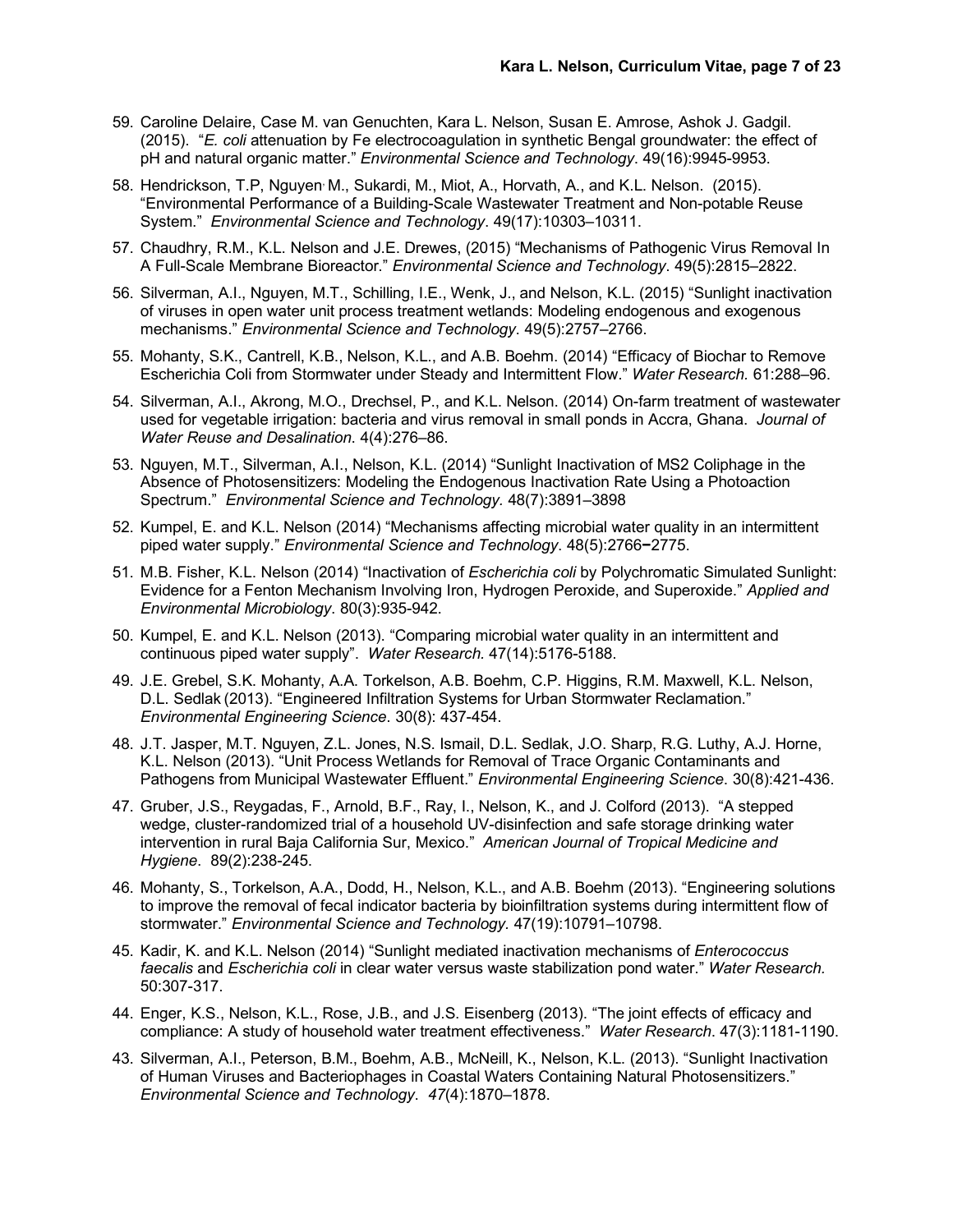59. Caroline Delaire, Case M. van Genuchten, Kara L. Nelson, Susan E. Amrose, Ashok J. Gadgil. (2015). "*E. coli* attenuation by Fe electrocoagulation in synthetic Bengal groundwater: the effect of pH and natural organic matter." *Environmental Science and Technology*. 49(16):9945-9953.

58. Hendrickson, T.P, Nguyen, M., Sukardi, M., Miot, A., Horvath, A., and K.L. Nelson. (2015). "Environmental Performance of a Building-Scale Wastewater Treatment and Non-potable Reuse System." *Environmental Science and Technology*. 49(17):10303–10311.

57. Chaudhry, R.M., K.L. Nelson and J.E. Drewes, (2015) "Mechanisms of Pathogenic Virus Removal In A Full-Scale Membrane Bioreactor." *Environmental Science and Technology*. 49(5):2815–2822.

56. Silverman, A.I., Nguyen, M.T., Schilling, I.E., Wenk, J., and Nelson, K.L. (2015) "Sunlight inactivation of viruses in open water unit process treatment wetlands: Modeling endogenous and exogenous mechanisms." *Environmental Science and Technology*. 49(5):2757–2766.

55. Mohanty, S.K., Cantrell, K.B., Nelson, K.L., and A.B. Boehm. (2014) "Efficacy of Biochar to Remove Escherichia Coli from Stormwater under Steady and Intermittent Flow." *Water Research.* 61:288–96.

54. Silverman, A.I., Akrong, M.O., Drechsel, P., and K.L. Nelson. (2014) On-farm treatment of wastewater used for vegetable irrigation: bacteria and virus removal in small ponds in Accra, Ghana. *Journal of Water Reuse and Desalination*. 4(4):276–86.

53. Nguyen, M.T., Silverman, A.I., Nelson, K.L. (2014) "Sunlight Inactivation of MS2 Coliphage in the Absence of Photosensitizers: Modeling the Endogenous Inactivation Rate Using a Photoaction Spectrum." *Environmental Science and Technology.* 48(7):3891–3898

52. Kumpel, E. and K.L. Nelson (2014) "Mechanisms affecting microbial water quality in an intermittent piped water supply." *Environmental Science and Technology*. 48(5):2766–2775.

51. M.B. Fisher, K.L. Nelson (2014) "Inactivation of *Escherichia coli* by Polychromatic Simulated Sunlight: Evidence for a Fenton Mechanism Involving Iron, Hydrogen Peroxide, and Superoxide." *Applied and Environmental Microbiology*. 80(3):935-942.

50. Kumpel, E. and K.L. Nelson (2013). "Comparing microbial water quality in an intermittent and continuous piped water supply". *Water Research.* 47(14):5176-5188.

49. J.E. Grebel, S.K. Mohanty, A.A. Torkelson, A.B. Boehm, C.P. Higgins, R.M. Maxwell, K.L. Nelson, D.L. Sedlak (2013). "Engineered Infiltration Systems for Urban Stormwater Reclamation." *Environmental Engineering Science*. 30(8): 437-454.

48. J.T. Jasper, M.T. Nguyen, Z.L. Jones, N.S. Ismail, D.L. Sedlak, J.O. Sharp, R.G. Luthy, A.J. Horne, K.L. Nelson (2013). "Unit Process Wetlands for Removal of Trace Organic Contaminants and Pathogens from Municipal Wastewater Effluent." *Environmental Engineering Science*. 30(8):421-436.

47. Gruber, J.S., Reygadas, F., Arnold, B.F., Ray, I., Nelson, K., and J. Colford (2013). "A stepped wedge, cluster-randomized trial of a household UV-disinfection and safe storage drinking water intervention in rural Baja California Sur, Mexico." *American Journal of Tropical Medicine and Hygiene*. 89(2):238-245.

46. Mohanty, S., Torkelson, A.A., Dodd, H., Nelson, K.L., and A.B. Boehm (2013). "Engineering solutions to improve the removal of fecal indicator bacteria by bioinfiltration systems during intermittent flow of stormwater." *Environmental Science and Technology.* 47(19):10791–10798.

45. Kadir, K. and K.L. Nelson (2014) "Sunlight mediated inactivation mechanisms of *Enterococcus faecalis* and *Escherichia coli* in clear water versus waste stabilization pond water." *Water Research.* 50:307-317.

44. Enger, K.S., Nelson, K.L., Rose, J.B., and J.S. Eisenberg (2013). "The joint effects of efficacy and compliance: A study of household water treatment effectiveness." *Water Research*. 47(3):1181-1190.

43. Silverman, A.I., Peterson, B.M., Boehm, A.B., McNeill, K., Nelson, K.L. (2013). "Sunlight Inactivation of Human Viruses and Bacteriophages in Coastal Waters Containing Natural Photosensitizers." *Environmental Science and Technology*. *47*(4):1870–1878.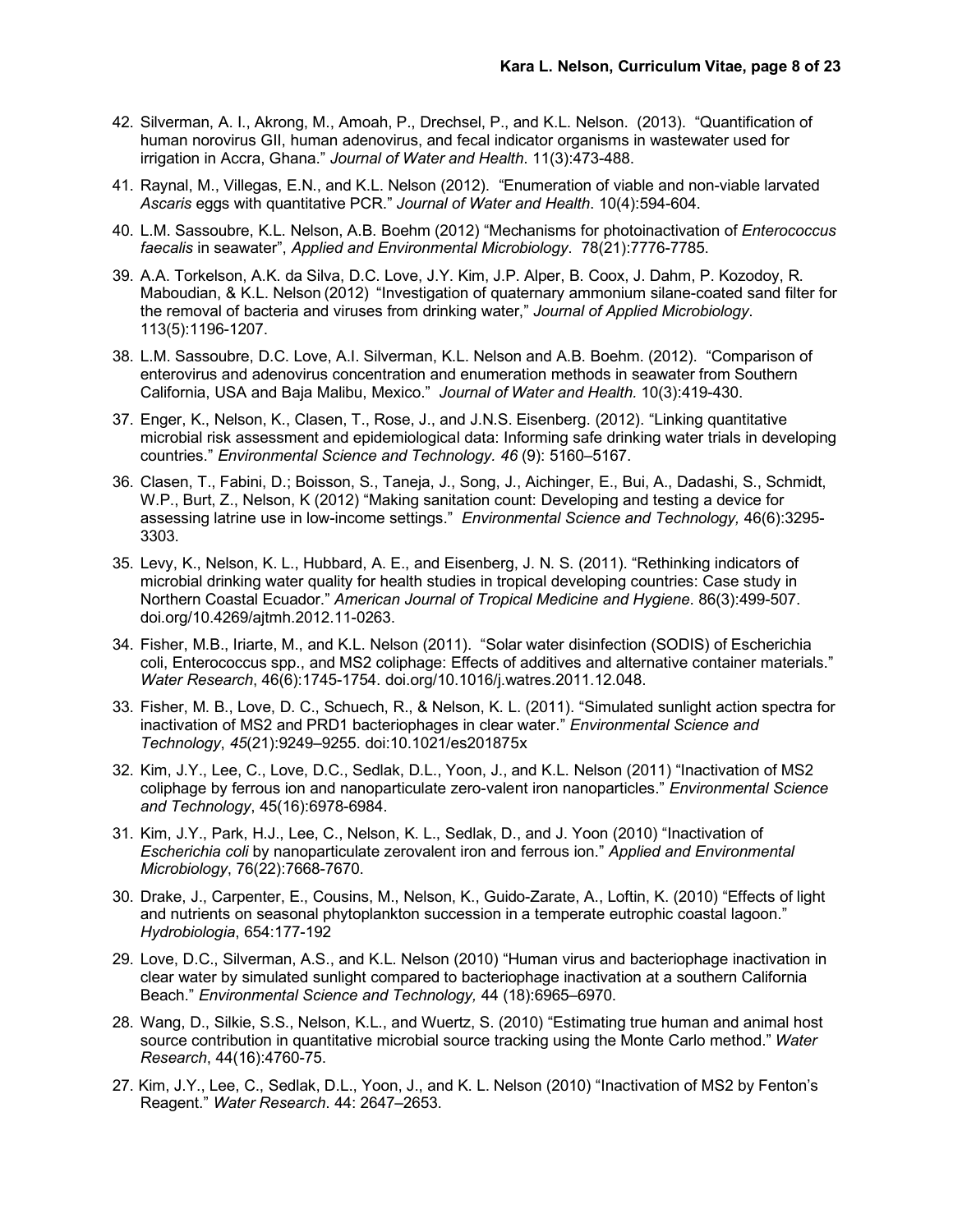42. Silverman, A. I., Akrong, M., Amoah, P., Drechsel, P., and K.L. Nelson. (2013). "Quantification of human norovirus GII, human adenovirus, and fecal indicator organisms in wastewater used for irrigation in Accra, Ghana." *Journal of Water and Health*. 11(3):473-488.

41. Raynal, M., Villegas, E.N., and K.L. Nelson (2012). "Enumeration of viable and non-viable larvated *Ascaris* eggs with quantitative PCR." *Journal of Water and Health*. 10(4):594-604.

40. L.M. Sassoubre, K.L. Nelson, A.B. Boehm (2012) "Mechanisms for photoinactivation of *Enterococcus faecalis* in seawater", *Applied and Environmental Microbiology*. 78(21):7776-7785.

39. A.A. Torkelson, A.K. da Silva, D.C. Love, J.Y. Kim, J.P. Alper, B. Coox, J. Dahm, P. Kozodoy, R. Maboudian, & K.L. Nelson (2012) "Investigation of quaternary ammonium silane-coated sand filter for the removal of bacteria and viruses from drinking water," *Journal of Applied Microbiology*. 113(5):1196-1207.

38. L.M. Sassoubre, D.C. Love, A.I. Silverman, K.L. Nelson and A.B. Boehm. (2012). "Comparison of enterovirus and adenovirus concentration and enumeration methods in seawater from Southern California, USA and Baja Malibu, Mexico." *Journal of Water and Health.* 10(3):419-430.

37. Enger, K., Nelson, K., Clasen, T., Rose, J., and J.N.S. Eisenberg. (2012). "Linking quantitative microbial risk assessment and epidemiological data: Informing safe drinking water trials in developing countries." *Environmental Science and Technology. 46* (9): 5160–5167.

36. Clasen, T., Fabini, D.; Boisson, S., Taneja, J., Song, J., Aichinger, E., Bui, A., Dadashi, S., Schmidt, W.P., Burt, Z., Nelson, K (2012) "Making sanitation count: Developing and testing a device for assessing latrine use in low-income settings." *Environmental Science and Technology,* 46(6):3295-3303.

35. Levy, K., Nelson, K. L., Hubbard, A. E., and Eisenberg, J. N. S. (2011). "Rethinking indicators of microbial drinking water quality for health studies in tropical developing countries: Case study in Northern Coastal Ecuador." *American Journal of Tropical Medicine and Hygiene*. 86(3):499-507. doi.org/10.4269/ajtmh.2012.11-0263.

34. Fisher, M.B., Iriarte, M., and K.L. Nelson (2011). "Solar water disinfection (SODIS) of Escherichia coli, Enterococcus spp., and MS2 coliphage: Effects of additives and alternative container materials." *Water Research*, 46(6):1745-1754. doi.org/10.1016/j.watres.2011.12.048.

33. Fisher, M. B., Love, D. C., Schuech, R., & Nelson, K. L. (2011). "Simulated sunlight action spectra for inactivation of MS2 and PRD1 bacteriophages in clear water." *Environmental Science and Technology*, *45*(21):9249–9255. doi:10.1021/es201875x

32. Kim, J.Y., Lee, C., Love, D.C., Sedlak, D.L., Yoon, J., and K.L. Nelson (2011) "Inactivation of MS2 coliphage by ferrous ion and nanoparticulate zero-valent iron nanoparticles." *Environmental Science and Technology*, 45(16):6978-6984.

31. Kim, J.Y., Park, H.J., Lee, C., Nelson, K. L., Sedlak, D., and J. Yoon (2010) "Inactivation of *Escherichia coli* by nanoparticulate zerovalent iron and ferrous ion." *Applied and Environmental Microbiology*, 76(22):7668-7670.

30. Drake, J., Carpenter, E., Cousins, M., Nelson, K., Guido-Zarate, A., Loftin, K. (2010) "Effects of light and nutrients on seasonal phytoplankton succession in a temperate eutrophic coastal lagoon." *Hydrobiologia*, 654:177-192

29. Love, D.C., Silverman, A.S., and K.L. Nelson (2010) "Human virus and bacteriophage inactivation in clear water by simulated sunlight compared to bacteriophage inactivation at a southern California Beach." *Environmental Science and Technology,* 44 (18):6965–6970.

28. Wang, D., Silkie, S.S., Nelson, K.L., and Wuertz, S. (2010) "Estimating true human and animal host source contribution in quantitative microbial source tracking using the Monte Carlo method." *Water Research*, 44(16):4760-75.

27. Kim, J.Y., Lee, C., Sedlak, D.L., Yoon, J., and K. L. Nelson (2010) "Inactivation of MS2 by Fenton's Reagent." *Water Research*. 44: 2647–2653.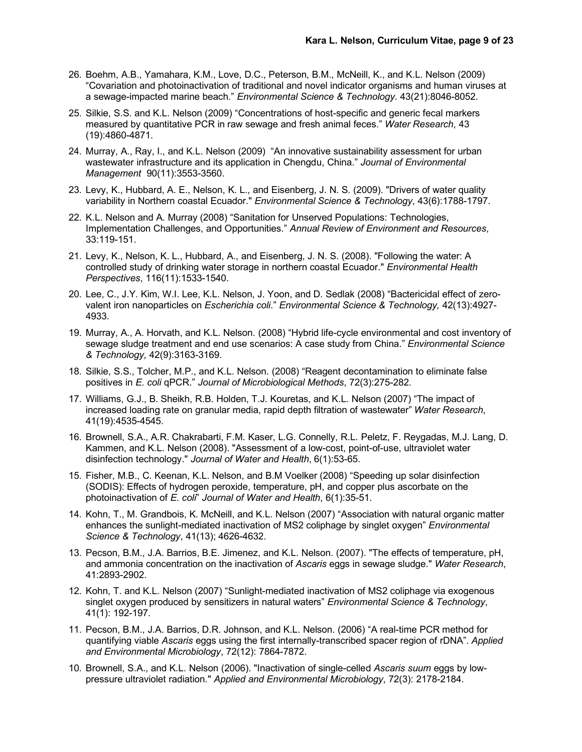26. Boehm, A.B., Yamahara, K.M., Love, D.C., Peterson, B.M., McNeill, K., and K.L. Nelson (2009) "Covariation and photoinactivation of traditional and novel indicator organisms and human viruses at a sewage-impacted marine beach." *Environmental Science & Technology*. 43(21):8046-8052.

25. Silkie, S.S. and K.L. Nelson (2009) "Concentrations of host-specific and generic fecal markers measured by quantitative PCR in raw sewage and fresh animal feces." *Water Research*, 43 (19):4860-4871.

24. Murray, A., Ray, I., and K.L. Nelson (2009) "An innovative sustainability assessment for urban wastewater infrastructure and its application in Chengdu, China." *Journal of Environmental Management* 90(11):3553-3560.

23. Levy, K., Hubbard, A. E., Nelson, K. L., and Eisenberg, J. N. S. (2009). "Drivers of water quality variability in Northern coastal Ecuador." *Environmental Science & Technology*, 43(6):1788-1797.

22. K.L. Nelson and A. Murray (2008) "Sanitation for Unserved Populations: Technologies, Implementation Challenges, and Opportunities." *Annual Review of Environment and Resources*, 33:119-151.

21. Levy, K., Nelson, K. L., Hubbard, A., and Eisenberg, J. N. S. (2008). "Following the water: A controlled study of drinking water storage in northern coastal Ecuador." *Environmental Health Perspectives*, 116(11):1533-1540.

20. Lee, C., J.Y. Kim, W.I. Lee, K.L. Nelson, J. Yoon, and D. Sedlak (2008) "Bactericidal effect of zero-valent iron nanoparticles on *Escherichia coli*." *Environmental Science & Technology,* 42(13):4927-4933.

19. Murray, A., A. Horvath, and K.L. Nelson. (2008) "Hybrid life-cycle environmental and cost inventory of sewage sludge treatment and end use scenarios: A case study from China." *Environmental Science & Technology,* 42(9):3163-3169.

18. Silkie, S.S., Tolcher, M.P., and K.L. Nelson. (2008) "Reagent decontamination to eliminate false positives in *E. coli* qPCR." *Journal of Microbiological Methods*, 72(3):275-282.

17. Williams, G.J., B. Sheikh, R.B. Holden, T.J. Kouretas, and K.L. Nelson (2007) "The impact of increased loading rate on granular media, rapid depth filtration of wastewater" *Water Research*, 41(19):4535-4545.

16. Brownell, S.A., A.R. Chakrabarti, F.M. Kaser, L.G. Connelly, R.L. Peletz, F. Reygadas, M.J. Lang, D. Kammen, and K.L. Nelson (2008). "Assessment of a low-cost, point-of-use, ultraviolet water disinfection technology." *Journal of Water and Health*, 6(1):53-65.

15. Fisher, M.B., C. Keenan, K.L. Nelson, and B.M Voelker (2008) "Speeding up solar disinfection (SODIS): Effects of hydrogen peroxide, temperature, pH, and copper plus ascorbate on the photoinactivation of *E. coli*" *Journal of Water and Health*, 6(1):35-51.

14. Kohn, T., M. Grandbois, K. McNeill, and K.L. Nelson (2007) "Association with natural organic matter enhances the sunlight-mediated inactivation of MS2 coliphage by singlet oxygen" *Environmental Science & Technology*, 41(13); 4626-4632.

13. Pecson, B.M., J.A. Barrios, B.E. Jimenez, and K.L. Nelson. (2007). "The effects of temperature, pH, and ammonia concentration on the inactivation of *Ascaris* eggs in sewage sludge." *Water Research*, 41:2893-2902.

12. Kohn, T. and K.L. Nelson (2007) "Sunlight-mediated inactivation of MS2 coliphage via exogenous singlet oxygen produced by sensitizers in natural waters" *Environmental Science & Technology*, 41(1): 192-197.

11. Pecson, B.M., J.A. Barrios, D.R. Johnson, and K.L. Nelson. (2006) "A real-time PCR method for quantifying viable *Ascaris* eggs using the first internally-transcribed spacer region of rDNA". *Applied and Environmental Microbiology*, 72(12): 7864-7872.

10. Brownell, S.A., and K.L. Nelson (2006). "Inactivation of single-celled *Ascaris suum* eggs by low-pressure ultraviolet radiation." *Applied and Environmental Microbiology*, 72(3): 2178-2184.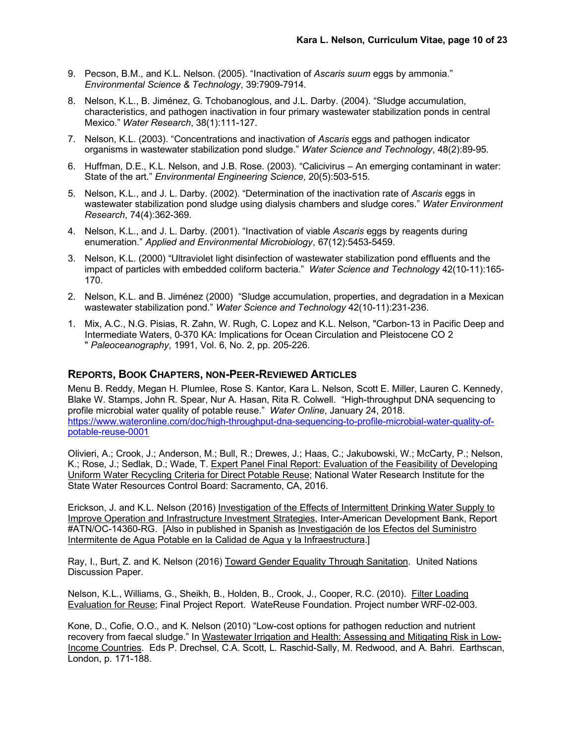9. Pecson, B.M., and K.L. Nelson. (2005). “Inactivation of *Ascaris suum* eggs by ammonia.” *Environmental Science & Technology*, 39:7909-7914.

8. Nelson, K.L., B. Jiménez, G. Tchobanoglous, and J.L. Darby. (2004). “Sludge accumulation, characteristics, and pathogen inactivation in four primary wastewater stabilization ponds in central Mexico.” *Water Research*, 38(1):111-127.

7. Nelson, K.L. (2003). “Concentrations and inactivation of *Ascaris* eggs and pathogen indicator organisms in wastewater stabilization pond sludge.” *Water Science and Technology*, 48(2):89-95.

6. Huffman, D.E., K.L. Nelson, and J.B. Rose. (2003). “Calicivirus – An emerging contaminant in water: State of the art.” *Environmental Engineering Science*, 20(5):503-515.

5. Nelson, K.L., and J. L. Darby. (2002). “Determination of the inactivation rate of *Ascaris* eggs in wastewater stabilization pond sludge using dialysis chambers and sludge cores.” *Water Environment Research*, 74(4):362-369.

4. Nelson, K.L., and J. L. Darby. (2001). “Inactivation of viable *Ascaris* eggs by reagents during enumeration.” *Applied and Environmental Microbiology*, 67(12):5453-5459.

3. Nelson, K.L. (2000) “Ultraviolet light disinfection of wastewater stabilization pond effluents and the impact of particles with embedded coliform bacteria.” *Water Science and Technology* 42(10-11):165-170.

2. Nelson, K.L. and B. Jiménez (2000) “Sludge accumulation, properties, and degradation in a Mexican wastewater stabilization pond.” *Water Science and Technology* 42(10-11):231-236.

1. Mix, A.C., N.G. Pisias, R. Zahn, W. Rugh, C. Lopez and K.L. Nelson, "Carbon-13 in Pacific Deep and Intermediate Waters, 0-370 KA: Implications for Ocean Circulation and Pleistocene CO 2 " *Paleoceanography*, 1991, Vol. 6, No. 2, pp. 205-226.

## Reports, Book Chapters, non-Peer-Reviewed Articles

Menu B. Reddy, Megan H. Plumlee, Rose S. Kantor, Kara L. Nelson, Scott E. Miller, Lauren C. Kennedy, Blake W. Stamps, John R. Spear, Nur A. Hasan, Rita R. Colwell. “High-throughput DNA sequencing to profile microbial water quality of potable reuse.” *Water Online*, January 24, 2018. https://www.wateronline.com/doc/high-throughput-dna-sequencing-to-profile-microbial-water-quality-of-potable-reuse-0001

Olivieri, A.; Crook, J.; Anderson, M.; Bull, R.; Drewes, J.; Haas, C.; Jakubowski, W.; McCarty, P.; Nelson, K.; Rose, J.; Sedlak, D.; Wade, T. Expert Panel Final Report: Evaluation of the Feasibility of Developing Uniform Water Recycling Criteria for Direct Potable Reuse; National Water Research Institute for the State Water Resources Control Board: Sacramento, CA, 2016.

Erickson, J. and K.L. Nelson (2016) Investigation of the Effects of Intermittent Drinking Water Supply to Improve Operation and Infrastructure Investment Strategies, Inter-American Development Bank, Report #ATN/OC-14360-RG. [Also in published in Spanish as Investigación de los Efectos del Suministro Intermitente de Agua Potable en la Calidad de Agua y la Infraestructura.]

Ray, I., Burt, Z. and K. Nelson (2016) Toward Gender Equality Through Sanitation. United Nations Discussion Paper.

Nelson, K.L., Williams, G., Sheikh, B., Holden, B., Crook, J., Cooper, R.C. (2010). Filter Loading Evaluation for Reuse; Final Project Report. WateReuse Foundation. Project number WRF-02-003.

Kone, D., Cofie, O.O., and K. Nelson (2010) “Low-cost options for pathogen reduction and nutrient recovery from faecal sludge.” In Wastewater Irrigation and Health: Assessing and Mitigating Risk in Low-Income Countries. Eds P. Drechsel, C.A. Scott, L. Raschid-Sally, M. Redwood, and A. Bahri. Earthscan, London, p. 171-188.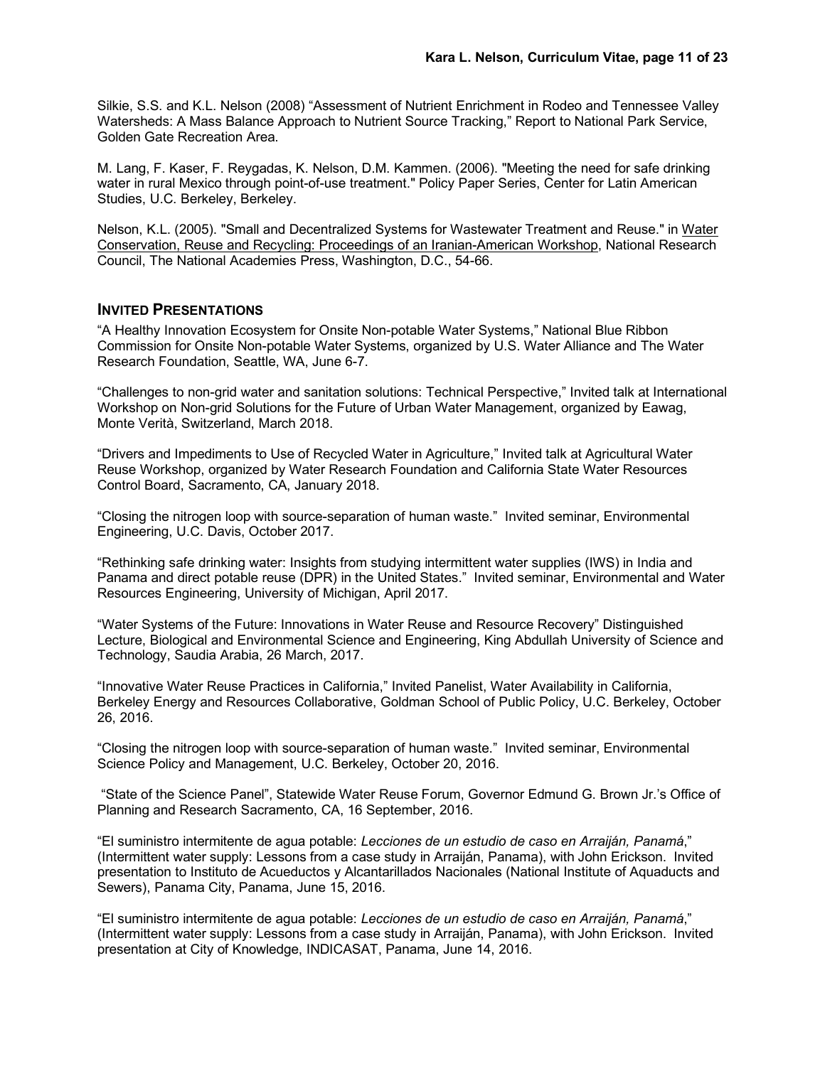Silkie, S.S. and K.L. Nelson (2008) "Assessment of Nutrient Enrichment in Rodeo and Tennessee Valley Watersheds: A Mass Balance Approach to Nutrient Source Tracking," Report to National Park Service, Golden Gate Recreation Area.

M. Lang, F. Kaser, F. Reygadas, K. Nelson, D.M. Kammen. (2006). "Meeting the need for safe drinking water in rural Mexico through point-of-use treatment." Policy Paper Series, Center for Latin American Studies, U.C. Berkeley, Berkeley.

Nelson, K.L. (2005). "Small and Decentralized Systems for Wastewater Treatment and Reuse." in <u>Water Conservation, Reuse and Recycling: Proceedings of an Iranian-American Workshop</u>, National Research Council, The National Academies Press, Washington, D.C., 54-66.

## INVITED PRESENTATIONS

"A Healthy Innovation Ecosystem for Onsite Non-potable Water Systems," National Blue Ribbon Commission for Onsite Non-potable Water Systems, organized by U.S. Water Alliance and The Water Research Foundation, Seattle, WA, June 6-7.

"Challenges to non-grid water and sanitation solutions: Technical Perspective," Invited talk at International Workshop on Non-grid Solutions for the Future of Urban Water Management, organized by Eawag, Monte Verità, Switzerland, March 2018.

"Drivers and Impediments to Use of Recycled Water in Agriculture," Invited talk at Agricultural Water Reuse Workshop, organized by Water Research Foundation and California State Water Resources Control Board, Sacramento, CA, January 2018.

"Closing the nitrogen loop with source-separation of human waste." Invited seminar, Environmental Engineering, U.C. Davis, October 2017.

"Rethinking safe drinking water: Insights from studying intermittent water supplies (IWS) in India and Panama and direct potable reuse (DPR) in the United States." Invited seminar, Environmental and Water Resources Engineering, University of Michigan, April 2017.

"Water Systems of the Future: Innovations in Water Reuse and Resource Recovery" Distinguished Lecture, Biological and Environmental Science and Engineering, King Abdullah University of Science and Technology, Saudia Arabia, 26 March, 2017.

"Innovative Water Reuse Practices in California," Invited Panelist, Water Availability in California, Berkeley Energy and Resources Collaborative, Goldman School of Public Policy, U.C. Berkeley, October 26, 2016.

"Closing the nitrogen loop with source-separation of human waste." Invited seminar, Environmental Science Policy and Management, U.C. Berkeley, October 20, 2016.

"State of the Science Panel", Statewide Water Reuse Forum, Governor Edmund G. Brown Jr.'s Office of Planning and Research Sacramento, CA, 16 September, 2016.

"El suministro intermitente de agua potable: *Lecciones de un estudio de caso en Arraiján, Panamá*," (Intermittent water supply: Lessons from a case study in Arraiján, Panama), with John Erickson. Invited presentation to Instituto de Acueductos y Alcantarillados Nacionales (National Institute of Aquaducts and Sewers), Panama City, Panama, June 15, 2016.

"El suministro intermitente de agua potable: *Lecciones de un estudio de caso en Arraiján, Panamá*," (Intermittent water supply: Lessons from a case study in Arraiján, Panama), with John Erickson. Invited presentation at City of Knowledge, INDICASAT, Panama, June 14, 2016.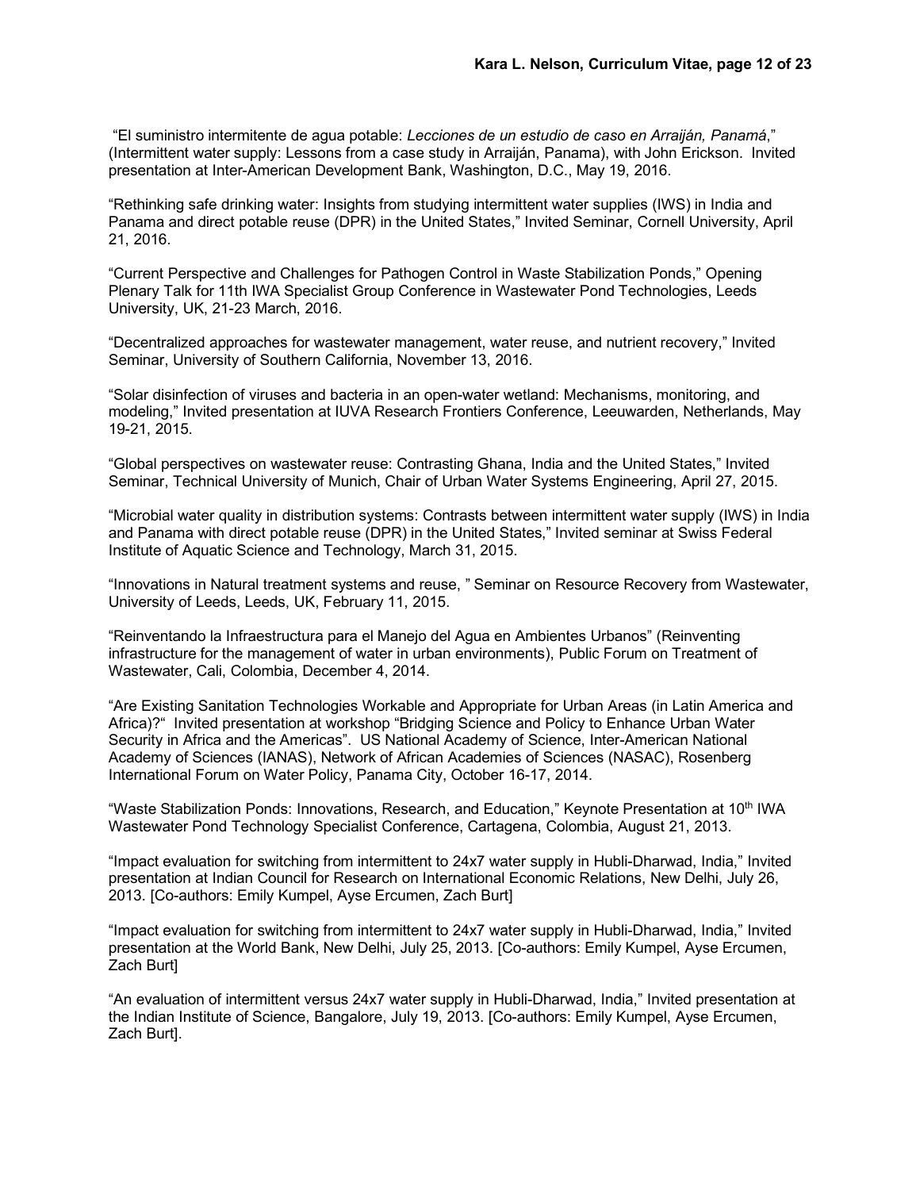"El suministro intermitente de agua potable: *Lecciones de un estudio de caso en Arraiján, Panamá*," (Intermittent water supply: Lessons from a case study in Arraiján, Panama), with John Erickson. Invited presentation at Inter-American Development Bank, Washington, D.C., May 19, 2016.

"Rethinking safe drinking water: Insights from studying intermittent water supplies (IWS) in India and Panama and direct potable reuse (DPR) in the United States," Invited Seminar, Cornell University, April 21, 2016.

"Current Perspective and Challenges for Pathogen Control in Waste Stabilization Ponds," Opening Plenary Talk for 11th IWA Specialist Group Conference in Wastewater Pond Technologies, Leeds University, UK, 21-23 March, 2016.

"Decentralized approaches for wastewater management, water reuse, and nutrient recovery," Invited Seminar, University of Southern California, November 13, 2016.

"Solar disinfection of viruses and bacteria in an open-water wetland: Mechanisms, monitoring, and modeling," Invited presentation at IUVA Research Frontiers Conference, Leeuwarden, Netherlands, May 19-21, 2015.

"Global perspectives on wastewater reuse: Contrasting Ghana, India and the United States," Invited Seminar, Technical University of Munich, Chair of Urban Water Systems Engineering, April 27, 2015.

"Microbial water quality in distribution systems: Contrasts between intermittent water supply (IWS) in India and Panama with direct potable reuse (DPR) in the United States," Invited seminar at Swiss Federal Institute of Aquatic Science and Technology, March 31, 2015.

"Innovations in Natural treatment systems and reuse, " Seminar on Resource Recovery from Wastewater, University of Leeds, Leeds, UK, February 11, 2015.

"Reinventando la Infraestructura para el Manejo del Agua en Ambientes Urbanos" (Reinventing infrastructure for the management of water in urban environments), Public Forum on Treatment of Wastewater, Cali, Colombia, December 4, 2014.

"Are Existing Sanitation Technologies Workable and Appropriate for Urban Areas (in Latin America and Africa)?" Invited presentation at workshop "Bridging Science and Policy to Enhance Urban Water Security in Africa and the Americas". US National Academy of Science, Inter-American National Academy of Sciences (IANAS), Network of African Academies of Sciences (NASAC), Rosenberg International Forum on Water Policy, Panama City, October 16-17, 2014.

"Waste Stabilization Ponds: Innovations, Research, and Education," Keynote Presentation at 10th IWA Wastewater Pond Technology Specialist Conference, Cartagena, Colombia, August 21, 2013.

"Impact evaluation for switching from intermittent to 24x7 water supply in Hubli-Dharwad, India," Invited presentation at Indian Council for Research on International Economic Relations, New Delhi, July 26, 2013. [Co-authors: Emily Kumpel, Ayse Ercumen, Zach Burt]

"Impact evaluation for switching from intermittent to 24x7 water supply in Hubli-Dharwad, India," Invited presentation at the World Bank, New Delhi, July 25, 2013. [Co-authors: Emily Kumpel, Ayse Ercumen, Zach Burt]

"An evaluation of intermittent versus 24x7 water supply in Hubli-Dharwad, India," Invited presentation at the Indian Institute of Science, Bangalore, July 19, 2013. [Co-authors: Emily Kumpel, Ayse Ercumen, Zach Burt].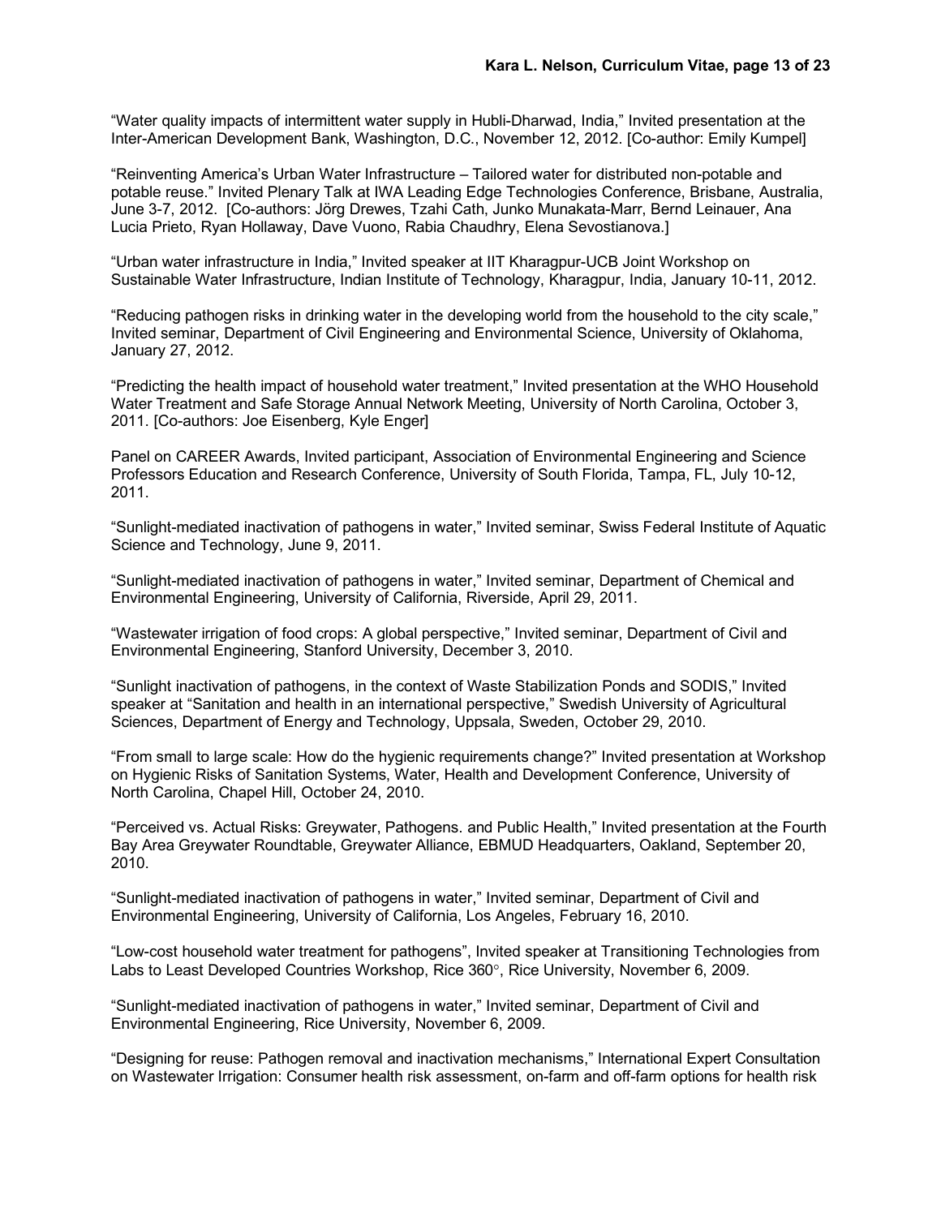"Water quality impacts of intermittent water supply in Hubli-Dharwad, India," Invited presentation at the Inter-American Development Bank, Washington, D.C., November 12, 2012. [Co-author: Emily Kumpel]

"Reinventing America's Urban Water Infrastructure – Tailored water for distributed non-potable and potable reuse." Invited Plenary Talk at IWA Leading Edge Technologies Conference, Brisbane, Australia, June 3-7, 2012. [Co-authors: Jörg Drewes, Tzahi Cath, Junko Munakata-Marr, Bernd Leinauer, Ana Lucia Prieto, Ryan Hollaway, Dave Vuono, Rabia Chaudhry, Elena Sevostianova.]

"Urban water infrastructure in India," Invited speaker at IIT Kharagpur-UCB Joint Workshop on Sustainable Water Infrastructure, Indian Institute of Technology, Kharagpur, India, January 10-11, 2012.

"Reducing pathogen risks in drinking water in the developing world from the household to the city scale," Invited seminar, Department of Civil Engineering and Environmental Science, University of Oklahoma, January 27, 2012.

"Predicting the health impact of household water treatment," Invited presentation at the WHO Household Water Treatment and Safe Storage Annual Network Meeting, University of North Carolina, October 3, 2011. [Co-authors: Joe Eisenberg, Kyle Enger]

Panel on CAREER Awards, Invited participant, Association of Environmental Engineering and Science Professors Education and Research Conference, University of South Florida, Tampa, FL, July 10-12, 2011.

"Sunlight-mediated inactivation of pathogens in water," Invited seminar, Swiss Federal Institute of Aquatic Science and Technology, June 9, 2011.

"Sunlight-mediated inactivation of pathogens in water," Invited seminar, Department of Chemical and Environmental Engineering, University of California, Riverside, April 29, 2011.

"Wastewater irrigation of food crops: A global perspective," Invited seminar, Department of Civil and Environmental Engineering, Stanford University, December 3, 2010.

"Sunlight inactivation of pathogens, in the context of Waste Stabilization Ponds and SODIS," Invited speaker at "Sanitation and health in an international perspective," Swedish University of Agricultural Sciences, Department of Energy and Technology, Uppsala, Sweden, October 29, 2010.

"From small to large scale: How do the hygienic requirements change?" Invited presentation at Workshop on Hygienic Risks of Sanitation Systems, Water, Health and Development Conference, University of North Carolina, Chapel Hill, October 24, 2010.

"Perceived vs. Actual Risks: Greywater, Pathogens. and Public Health," Invited presentation at the Fourth Bay Area Greywater Roundtable, Greywater Alliance, EBMUD Headquarters, Oakland, September 20, 2010.

"Sunlight-mediated inactivation of pathogens in water," Invited seminar, Department of Civil and Environmental Engineering, University of California, Los Angeles, February 16, 2010.

"Low-cost household water treatment for pathogens", Invited speaker at Transitioning Technologies from Labs to Least Developed Countries Workshop, Rice 360°, Rice University, November 6, 2009.

"Sunlight-mediated inactivation of pathogens in water," Invited seminar, Department of Civil and Environmental Engineering, Rice University, November 6, 2009.

"Designing for reuse: Pathogen removal and inactivation mechanisms," International Expert Consultation on Wastewater Irrigation: Consumer health risk assessment, on-farm and off-farm options for health risk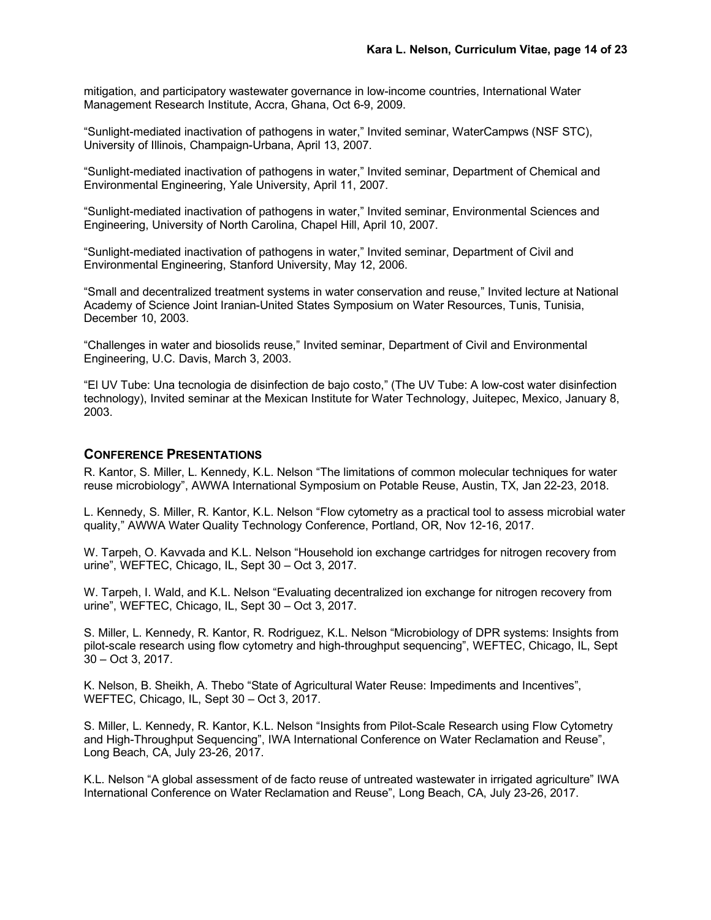mitigation, and participatory wastewater governance in low-income countries, International Water Management Research Institute, Accra, Ghana, Oct 6-9, 2009.

"Sunlight-mediated inactivation of pathogens in water," Invited seminar, WaterCampws (NSF STC), University of Illinois, Champaign-Urbana, April 13, 2007.

"Sunlight-mediated inactivation of pathogens in water," Invited seminar, Department of Chemical and Environmental Engineering, Yale University, April 11, 2007.

"Sunlight-mediated inactivation of pathogens in water," Invited seminar, Environmental Sciences and Engineering, University of North Carolina, Chapel Hill, April 10, 2007.

"Sunlight-mediated inactivation of pathogens in water," Invited seminar, Department of Civil and Environmental Engineering, Stanford University, May 12, 2006.

"Small and decentralized treatment systems in water conservation and reuse," Invited lecture at National Academy of Science Joint Iranian-United States Symposium on Water Resources, Tunis, Tunisia, December 10, 2003.

"Challenges in water and biosolids reuse," Invited seminar, Department of Civil and Environmental Engineering, U.C. Davis, March 3, 2003.

"El UV Tube: Una tecnologia de disinfection de bajo costo," (The UV Tube: A low-cost water disinfection technology), Invited seminar at the Mexican Institute for Water Technology, Juitepec, Mexico, January 8, 2003.

## CONFERENCE PRESENTATIONS

R. Kantor, S. Miller, L. Kennedy, K.L. Nelson "The limitations of common molecular techniques for water reuse microbiology", AWWA International Symposium on Potable Reuse, Austin, TX, Jan 22-23, 2018.

L. Kennedy, S. Miller, R. Kantor, K.L. Nelson "Flow cytometry as a practical tool to assess microbial water quality," AWWA Water Quality Technology Conference, Portland, OR, Nov 12-16, 2017.

W. Tarpeh, O. Kavvada and K.L. Nelson "Household ion exchange cartridges for nitrogen recovery from urine", WEFTEC, Chicago, IL, Sept 30 – Oct 3, 2017.

W. Tarpeh, I. Wald, and K.L. Nelson "Evaluating decentralized ion exchange for nitrogen recovery from urine", WEFTEC, Chicago, IL, Sept 30 – Oct 3, 2017.

S. Miller, L. Kennedy, R. Kantor, R. Rodriguez, K.L. Nelson "Microbiology of DPR systems: Insights from pilot-scale research using flow cytometry and high-throughput sequencing", WEFTEC, Chicago, IL, Sept 30 – Oct 3, 2017.

K. Nelson, B. Sheikh, A. Thebo "State of Agricultural Water Reuse: Impediments and Incentives", WEFTEC, Chicago, IL, Sept 30 – Oct 3, 2017.

S. Miller, L. Kennedy, R. Kantor, K.L. Nelson "Insights from Pilot-Scale Research using Flow Cytometry and High-Throughput Sequencing", IWA International Conference on Water Reclamation and Reuse", Long Beach, CA, July 23-26, 2017.

K.L. Nelson "A global assessment of de facto reuse of untreated wastewater in irrigated agriculture" IWA International Conference on Water Reclamation and Reuse", Long Beach, CA, July 23-26, 2017.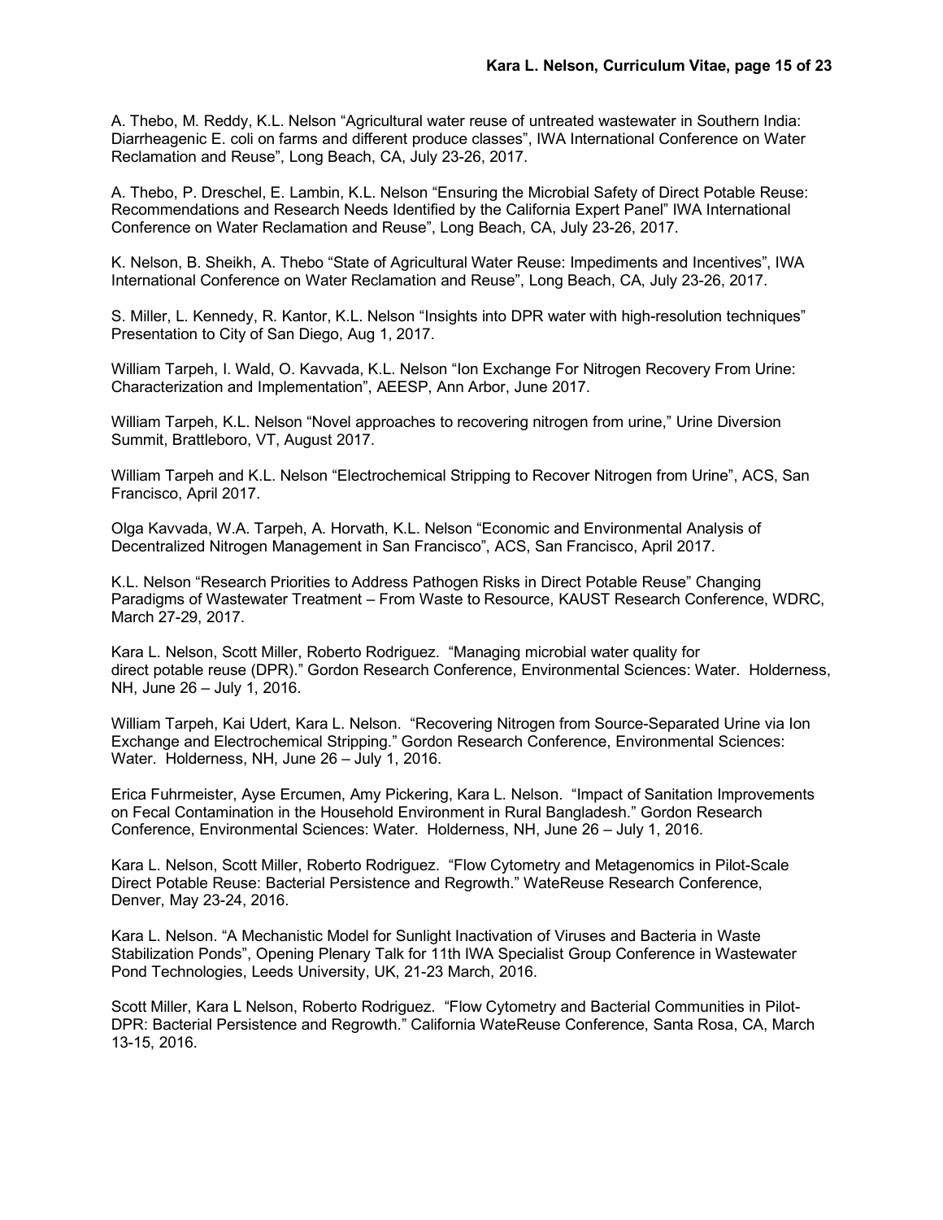A. Thebo, M. Reddy, K.L. Nelson "Agricultural water reuse of untreated wastewater in Southern India: Diarrheagenic E. coli on farms and different produce classes", IWA International Conference on Water Reclamation and Reuse", Long Beach, CA, July 23-26, 2017.

A. Thebo, P. Dreschel, E. Lambin, K.L. Nelson "Ensuring the Microbial Safety of Direct Potable Reuse: Recommendations and Research Needs Identified by the California Expert Panel" IWA International Conference on Water Reclamation and Reuse", Long Beach, CA, July 23-26, 2017.

K. Nelson, B. Sheikh, A. Thebo "State of Agricultural Water Reuse: Impediments and Incentives", IWA International Conference on Water Reclamation and Reuse", Long Beach, CA, July 23-26, 2017.

S. Miller, L. Kennedy, R. Kantor, K.L. Nelson "Insights into DPR water with high-resolution techniques" Presentation to City of San Diego, Aug 1, 2017.

William Tarpeh, I. Wald, O. Kavvada, K.L. Nelson "Ion Exchange For Nitrogen Recovery From Urine: Characterization and Implementation", AEESP, Ann Arbor, June 2017.

William Tarpeh, K.L. Nelson "Novel approaches to recovering nitrogen from urine," Urine Diversion Summit, Brattleboro, VT, August 2017.

William Tarpeh and K.L. Nelson "Electrochemical Stripping to Recover Nitrogen from Urine", ACS, San Francisco, April 2017.

Olga Kavvada, W.A. Tarpeh, A. Horvath, K.L. Nelson "Economic and Environmental Analysis of Decentralized Nitrogen Management in San Francisco", ACS, San Francisco, April 2017.

K.L. Nelson "Research Priorities to Address Pathogen Risks in Direct Potable Reuse" Changing Paradigms of Wastewater Treatment – From Waste to Resource, KAUST Research Conference, WDRC, March 27-29, 2017.

Kara L. Nelson, Scott Miller, Roberto Rodriguez. "Managing microbial water quality for direct potable reuse (DPR)." Gordon Research Conference, Environmental Sciences: Water. Holderness, NH, June 26 – July 1, 2016.

William Tarpeh, Kai Udert, Kara L. Nelson. "Recovering Nitrogen from Source-Separated Urine via Ion Exchange and Electrochemical Stripping." Gordon Research Conference, Environmental Sciences: Water. Holderness, NH, June 26 – July 1, 2016.

Erica Fuhrmeister, Ayse Ercumen, Amy Pickering, Kara L. Nelson. "Impact of Sanitation Improvements on Fecal Contamination in the Household Environment in Rural Bangladesh." Gordon Research Conference, Environmental Sciences: Water. Holderness, NH, June 26 – July 1, 2016.

Kara L. Nelson, Scott Miller, Roberto Rodriguez. "Flow Cytometry and Metagenomics in Pilot-Scale Direct Potable Reuse: Bacterial Persistence and Regrowth." WateReuse Research Conference, Denver, May 23-24, 2016.

Kara L. Nelson. "A Mechanistic Model for Sunlight Inactivation of Viruses and Bacteria in Waste Stabilization Ponds", Opening Plenary Talk for 11th IWA Specialist Group Conference in Wastewater Pond Technologies, Leeds University, UK, 21-23 March, 2016.

Scott Miller, Kara L Nelson, Roberto Rodriguez. "Flow Cytometry and Bacterial Communities in Pilot-DPR: Bacterial Persistence and Regrowth." California WateReuse Conference, Santa Rosa, CA, March 13-15, 2016.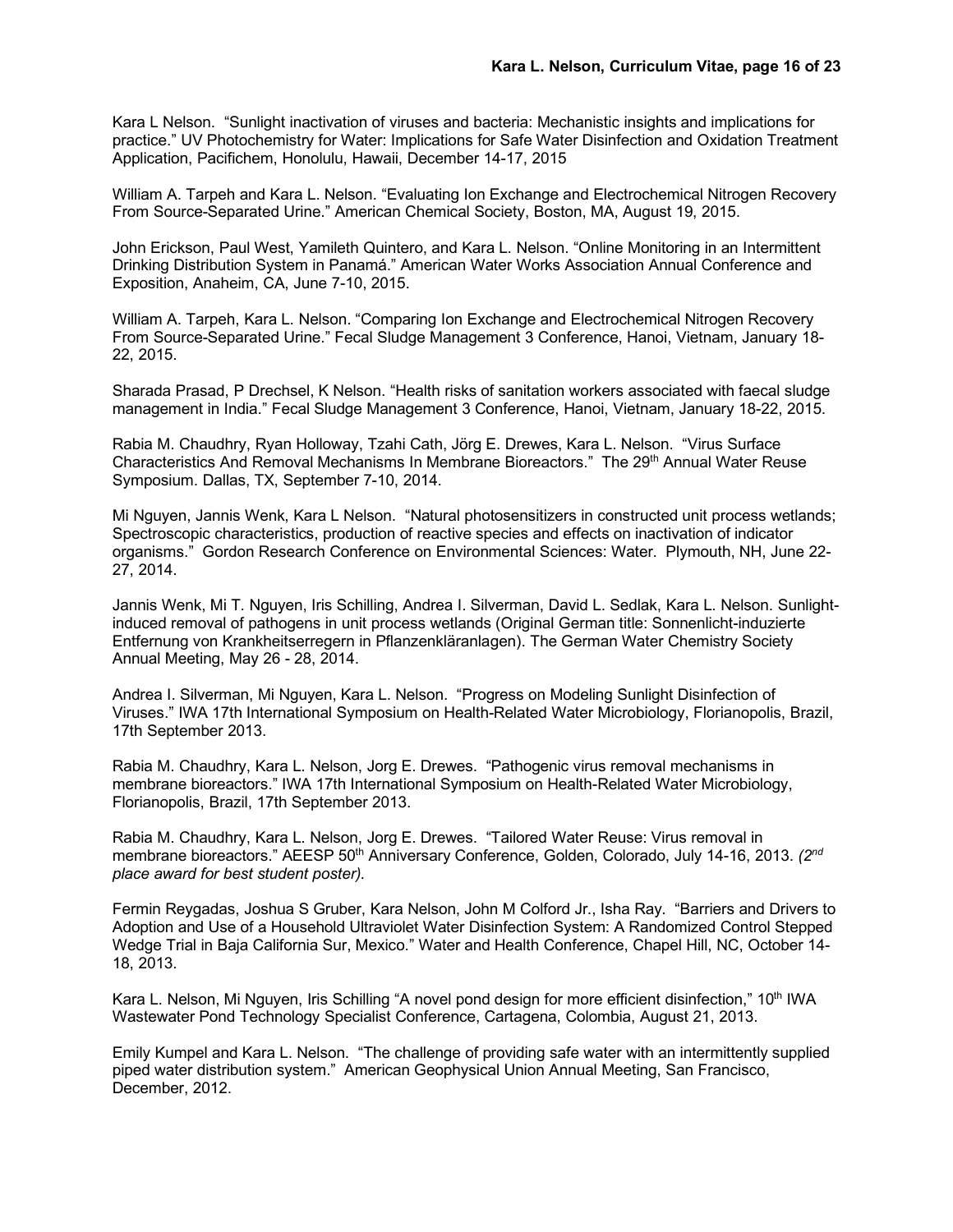Kara L Nelson. "Sunlight inactivation of viruses and bacteria: Mechanistic insights and implications for practice." UV Photochemistry for Water: Implications for Safe Water Disinfection and Oxidation Treatment Application, Pacifichem, Honolulu, Hawaii, December 14-17, 2015

William A. Tarpeh and Kara L. Nelson. "Evaluating Ion Exchange and Electrochemical Nitrogen Recovery From Source-Separated Urine." American Chemical Society, Boston, MA, August 19, 2015.

John Erickson, Paul West, Yamileth Quintero, and Kara L. Nelson. "Online Monitoring in an Intermittent Drinking Distribution System in Panamá." American Water Works Association Annual Conference and Exposition, Anaheim, CA, June 7-10, 2015.

William A. Tarpeh, Kara L. Nelson. "Comparing Ion Exchange and Electrochemical Nitrogen Recovery From Source-Separated Urine." Fecal Sludge Management 3 Conference, Hanoi, Vietnam, January 18-22, 2015.

Sharada Prasad, P Drechsel, K Nelson. "Health risks of sanitation workers associated with faecal sludge management in India." Fecal Sludge Management 3 Conference, Hanoi, Vietnam, January 18-22, 2015.

Rabia M. Chaudhry, Ryan Holloway, Tzahi Cath, Jörg E. Drewes, Kara L. Nelson. "Virus Surface Characteristics And Removal Mechanisms In Membrane Bioreactors." The 29th Annual Water Reuse Symposium. Dallas, TX, September 7-10, 2014.

Mi Nguyen, Jannis Wenk, Kara L Nelson. "Natural photosensitizers in constructed unit process wetlands; Spectroscopic characteristics, production of reactive species and effects on inactivation of indicator organisms." Gordon Research Conference on Environmental Sciences: Water. Plymouth, NH, June 22-27, 2014.

Jannis Wenk, Mi T. Nguyen, Iris Schilling, Andrea I. Silverman, David L. Sedlak, Kara L. Nelson. Sunlight-induced removal of pathogens in unit process wetlands (Original German title: Sonnenlicht-induzierte Entfernung von Krankheitserregern in Pflanzenkläranlagen). The German Water Chemistry Society Annual Meeting, May 26 - 28, 2014.

Andrea I. Silverman, Mi Nguyen, Kara L. Nelson. "Progress on Modeling Sunlight Disinfection of Viruses." IWA 17th International Symposium on Health-Related Water Microbiology, Florianopolis, Brazil, 17th September 2013.

Rabia M. Chaudhry, Kara L. Nelson, Jorg E. Drewes. "Pathogenic virus removal mechanisms in membrane bioreactors." IWA 17th International Symposium on Health-Related Water Microbiology, Florianopolis, Brazil, 17th September 2013.

Rabia M. Chaudhry, Kara L. Nelson, Jorg E. Drewes. "Tailored Water Reuse: Virus removal in membrane bioreactors." AEESP 50th Anniversary Conference, Golden, Colorado, July 14-16, 2013. *(2nd place award for best student poster).*

Fermin Reygadas, Joshua S Gruber, Kara Nelson, John M Colford Jr., Isha Ray. "Barriers and Drivers to Adoption and Use of a Household Ultraviolet Water Disinfection System: A Randomized Control Stepped Wedge Trial in Baja California Sur, Mexico." Water and Health Conference, Chapel Hill, NC, October 14-18, 2013.

Kara L. Nelson, Mi Nguyen, Iris Schilling "A novel pond design for more efficient disinfection," 10th IWA Wastewater Pond Technology Specialist Conference, Cartagena, Colombia, August 21, 2013.

Emily Kumpel and Kara L. Nelson. "The challenge of providing safe water with an intermittently supplied piped water distribution system." American Geophysical Union Annual Meeting, San Francisco, December, 2012.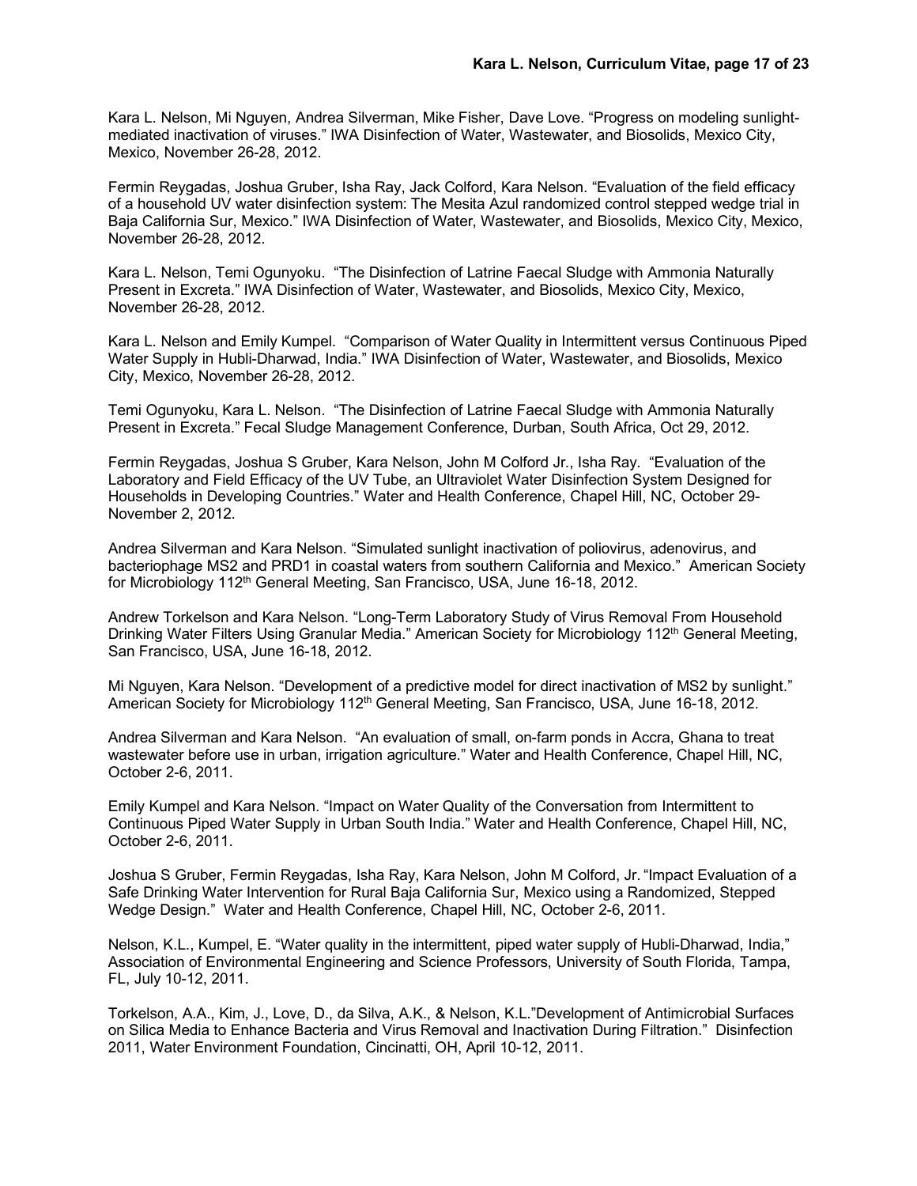Kara L. Nelson, Mi Nguyen, Andrea Silverman, Mike Fisher, Dave Love. “Progress on modeling sunlight-mediated inactivation of viruses.” IWA Disinfection of Water, Wastewater, and Biosolids, Mexico City, Mexico, November 26-28, 2012.

Fermin Reygadas, Joshua Gruber, Isha Ray, Jack Colford, Kara Nelson. “Evaluation of the field efficacy of a household UV water disinfection system: The Mesita Azul randomized control stepped wedge trial in Baja California Sur, Mexico.” IWA Disinfection of Water, Wastewater, and Biosolids, Mexico City, Mexico, November 26-28, 2012.

Kara L. Nelson, Temi Ogunyoku. “The Disinfection of Latrine Faecal Sludge with Ammonia Naturally Present in Excreta.” IWA Disinfection of Water, Wastewater, and Biosolids, Mexico City, Mexico, November 26-28, 2012.

Kara L. Nelson and Emily Kumpel. “Comparison of Water Quality in Intermittent versus Continuous Piped Water Supply in Hubli-Dharwad, India.” IWA Disinfection of Water, Wastewater, and Biosolids, Mexico City, Mexico, November 26-28, 2012.

Temi Ogunyoku, Kara L. Nelson. “The Disinfection of Latrine Faecal Sludge with Ammonia Naturally Present in Excreta.” Fecal Sludge Management Conference, Durban, South Africa, Oct 29, 2012.

Fermin Reygadas, Joshua S Gruber, Kara Nelson, John M Colford Jr., Isha Ray. “Evaluation of the Laboratory and Field Efficacy of the UV Tube, an Ultraviolet Water Disinfection System Designed for Households in Developing Countries.” Water and Health Conference, Chapel Hill, NC, October 29-November 2, 2012.

Andrea Silverman and Kara Nelson. “Simulated sunlight inactivation of poliovirus, adenovirus, and bacteriophage MS2 and PRD1 in coastal waters from southern California and Mexico.” American Society for Microbiology 112th General Meeting, San Francisco, USA, June 16-18, 2012.

Andrew Torkelson and Kara Nelson. “Long-Term Laboratory Study of Virus Removal From Household Drinking Water Filters Using Granular Media.” American Society for Microbiology 112th General Meeting, San Francisco, USA, June 16-18, 2012.

Mi Nguyen, Kara Nelson. “Development of a predictive model for direct inactivation of MS2 by sunlight.” American Society for Microbiology 112th General Meeting, San Francisco, USA, June 16-18, 2012.

Andrea Silverman and Kara Nelson. “An evaluation of small, on-farm ponds in Accra, Ghana to treat wastewater before use in urban, irrigation agriculture.” Water and Health Conference, Chapel Hill, NC, October 2-6, 2011.

Emily Kumpel and Kara Nelson. “Impact on Water Quality of the Conversation from Intermittent to Continuous Piped Water Supply in Urban South India.” Water and Health Conference, Chapel Hill, NC, October 2-6, 2011.

Joshua S Gruber, Fermin Reygadas, Isha Ray, Kara Nelson, John M Colford, Jr. “Impact Evaluation of a Safe Drinking Water Intervention for Rural Baja California Sur, Mexico using a Randomized, Stepped Wedge Design.” Water and Health Conference, Chapel Hill, NC, October 2-6, 2011.

Nelson, K.L., Kumpel, E. “Water quality in the intermittent, piped water supply of Hubli-Dharwad, India,” Association of Environmental Engineering and Science Professors, University of South Florida, Tampa, FL, July 10-12, 2011.

Torkelson, A.A., Kim, J., Love, D., da Silva, A.K., & Nelson, K.L.”Development of Antimicrobial Surfaces on Silica Media to Enhance Bacteria and Virus Removal and Inactivation During Filtration.” Disinfection 2011, Water Environment Foundation, Cincinatti, OH, April 10-12, 2011.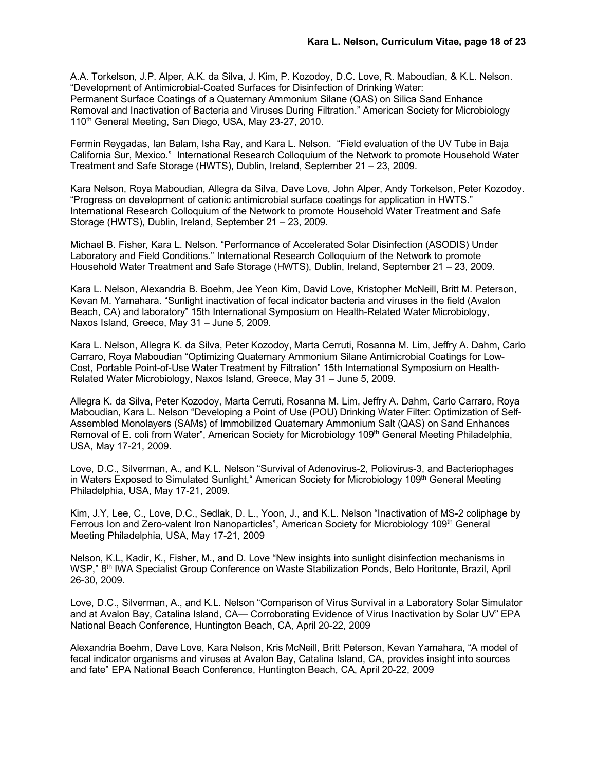A.A. Torkelson, J.P. Alper, A.K. da Silva, J. Kim, P. Kozodoy, D.C. Love, R. Maboudian, & K.L. Nelson. "Development of Antimicrobial-Coated Surfaces for Disinfection of Drinking Water: Permanent Surface Coatings of a Quaternary Ammonium Silane (QAS) on Silica Sand Enhance Removal and Inactivation of Bacteria and Viruses During Filtration." American Society for Microbiology 110th General Meeting, San Diego, USA, May 23-27, 2010.

Fermin Reygadas, Ian Balam, Isha Ray, and Kara L. Nelson. "Field evaluation of the UV Tube in Baja California Sur, Mexico." International Research Colloquium of the Network to promote Household Water Treatment and Safe Storage (HWTS), Dublin, Ireland, September 21 – 23, 2009.

Kara Nelson, Roya Maboudian, Allegra da Silva, Dave Love, John Alper, Andy Torkelson, Peter Kozodoy. "Progress on development of cationic antimicrobial surface coatings for application in HWTS." International Research Colloquium of the Network to promote Household Water Treatment and Safe Storage (HWTS), Dublin, Ireland, September 21 – 23, 2009.

Michael B. Fisher, Kara L. Nelson. "Performance of Accelerated Solar Disinfection (ASODIS) Under Laboratory and Field Conditions." International Research Colloquium of the Network to promote Household Water Treatment and Safe Storage (HWTS), Dublin, Ireland, September 21 – 23, 2009.

Kara L. Nelson, Alexandria B. Boehm, Jee Yeon Kim, David Love, Kristopher McNeill, Britt M. Peterson, Kevan M. Yamahara. "Sunlight inactivation of fecal indicator bacteria and viruses in the field (Avalon Beach, CA) and laboratory" 15th International Symposium on Health-Related Water Microbiology, Naxos Island, Greece, May 31 – June 5, 2009.

Kara L. Nelson, Allegra K. da Silva, Peter Kozodoy, Marta Cerruti, Rosanna M. Lim, Jeffry A. Dahm, Carlo Carraro, Roya Maboudian "Optimizing Quaternary Ammonium Silane Antimicrobial Coatings for Low-Cost, Portable Point-of-Use Water Treatment by Filtration" 15th International Symposium on Health-Related Water Microbiology, Naxos Island, Greece, May 31 – June 5, 2009.

Allegra K. da Silva, Peter Kozodoy, Marta Cerruti, Rosanna M. Lim, Jeffry A. Dahm, Carlo Carraro, Roya Maboudian, Kara L. Nelson "Developing a Point of Use (POU) Drinking Water Filter: Optimization of Self-Assembled Monolayers (SAMs) of Immobilized Quaternary Ammonium Salt (QAS) on Sand Enhances Removal of E. coli from Water", American Society for Microbiology 109th General Meeting Philadelphia, USA, May 17-21, 2009.

Love, D.C., Silverman, A., and K.L. Nelson "Survival of Adenovirus-2, Poliovirus-3, and Bacteriophages in Waters Exposed to Simulated Sunlight," American Society for Microbiology 109th General Meeting Philadelphia, USA, May 17-21, 2009.

Kim, J.Y, Lee, C., Love, D.C., Sedlak, D. L., Yoon, J., and K.L. Nelson "Inactivation of MS-2 coliphage by Ferrous Ion and Zero-valent Iron Nanoparticles", American Society for Microbiology 109th General Meeting Philadelphia, USA, May 17-21, 2009

Nelson, K.L, Kadir, K., Fisher, M., and D. Love "New insights into sunlight disinfection mechanisms in WSP," 8th IWA Specialist Group Conference on Waste Stabilization Ponds, Belo Horitonte, Brazil, April 26-30, 2009.

Love, D.C., Silverman, A., and K.L. Nelson "Comparison of Virus Survival in a Laboratory Solar Simulator and at Avalon Bay, Catalina Island, CA— Corroborating Evidence of Virus Inactivation by Solar UV" EPA National Beach Conference, Huntington Beach, CA, April 20-22, 2009

Alexandria Boehm, Dave Love, Kara Nelson, Kris McNeill, Britt Peterson, Kevan Yamahara, "A model of fecal indicator organisms and viruses at Avalon Bay, Catalina Island, CA, provides insight into sources and fate" EPA National Beach Conference, Huntington Beach, CA, April 20-22, 2009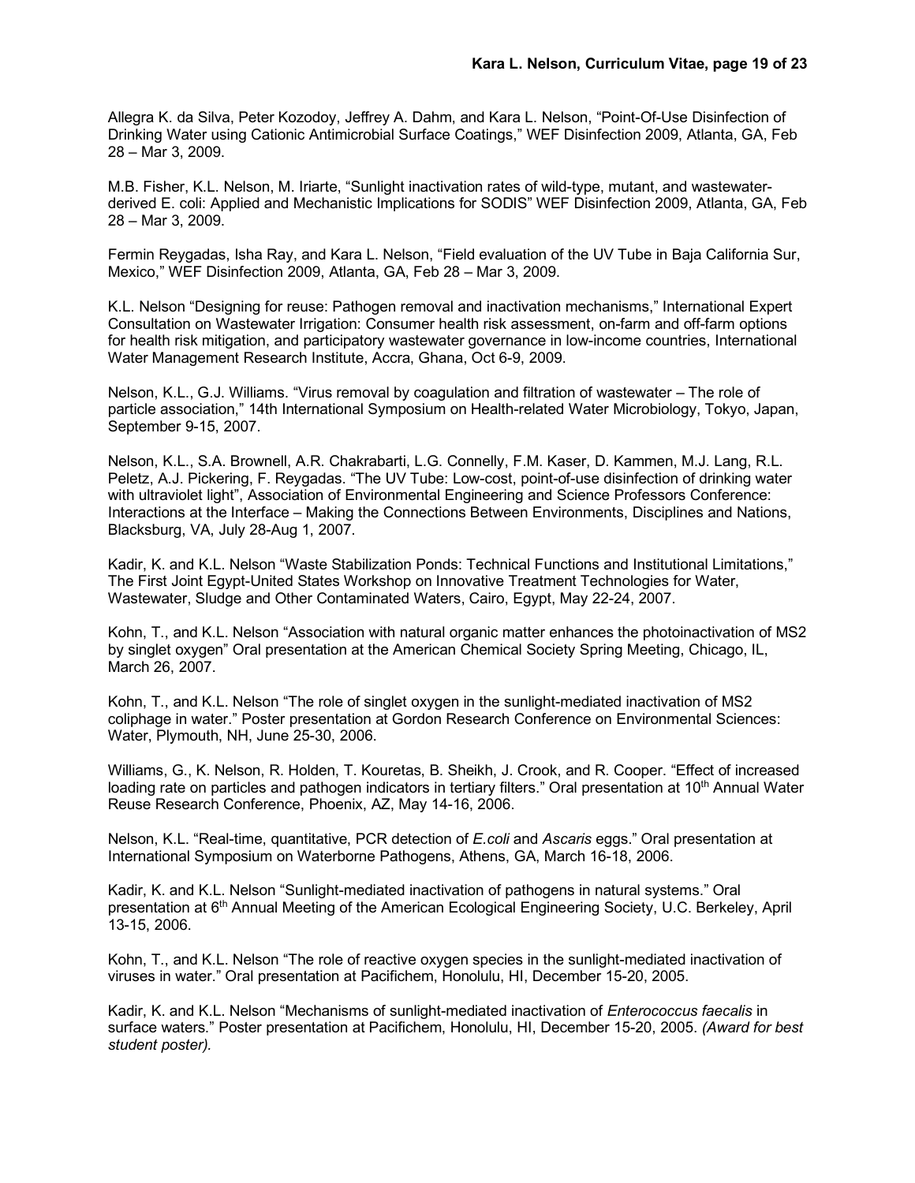Allegra K. da Silva, Peter Kozodoy, Jeffrey A. Dahm, and Kara L. Nelson, “Point-Of-Use Disinfection of Drinking Water using Cationic Antimicrobial Surface Coatings,” WEF Disinfection 2009, Atlanta, GA, Feb 28 – Mar 3, 2009.

M.B. Fisher, K.L. Nelson, M. Iriarte, “Sunlight inactivation rates of wild-type, mutant, and wastewater-derived E. coli: Applied and Mechanistic Implications for SODIS” WEF Disinfection 2009, Atlanta, GA, Feb 28 – Mar 3, 2009.

Fermin Reygadas, Isha Ray, and Kara L. Nelson, “Field evaluation of the UV Tube in Baja California Sur, Mexico,” WEF Disinfection 2009, Atlanta, GA, Feb 28 – Mar 3, 2009.

K.L. Nelson “Designing for reuse: Pathogen removal and inactivation mechanisms,” International Expert Consultation on Wastewater Irrigation: Consumer health risk assessment, on-farm and off-farm options for health risk mitigation, and participatory wastewater governance in low-income countries, International Water Management Research Institute, Accra, Ghana, Oct 6-9, 2009.

Nelson, K.L., G.J. Williams. “Virus removal by coagulation and filtration of wastewater – The role of particle association,” 14th International Symposium on Health-related Water Microbiology, Tokyo, Japan, September 9-15, 2007.

Nelson, K.L., S.A. Brownell, A.R. Chakrabarti, L.G. Connelly, F.M. Kaser, D. Kammen, M.J. Lang, R.L. Peletz, A.J. Pickering, F. Reygadas. “The UV Tube: Low-cost, point-of-use disinfection of drinking water with ultraviolet light”, Association of Environmental Engineering and Science Professors Conference: Interactions at the Interface – Making the Connections Between Environments, Disciplines and Nations, Blacksburg, VA, July 28-Aug 1, 2007.

Kadir, K. and K.L. Nelson “Waste Stabilization Ponds: Technical Functions and Institutional Limitations,” The First Joint Egypt-United States Workshop on Innovative Treatment Technologies for Water, Wastewater, Sludge and Other Contaminated Waters, Cairo, Egypt, May 22-24, 2007.

Kohn, T., and K.L. Nelson “Association with natural organic matter enhances the photoinactivation of MS2 by singlet oxygen” Oral presentation at the American Chemical Society Spring Meeting, Chicago, IL, March 26, 2007.

Kohn, T., and K.L. Nelson “The role of singlet oxygen in the sunlight-mediated inactivation of MS2 coliphage in water.” Poster presentation at Gordon Research Conference on Environmental Sciences: Water, Plymouth, NH, June 25-30, 2006.

Williams, G., K. Nelson, R. Holden, T. Kouretas, B. Sheikh, J. Crook, and R. Cooper. “Effect of increased loading rate on particles and pathogen indicators in tertiary filters.” Oral presentation at 10th Annual Water Reuse Research Conference, Phoenix, AZ, May 14-16, 2006.

Nelson, K.L. “Real-time, quantitative, PCR detection of *E.coli* and *Ascaris* eggs.” Oral presentation at International Symposium on Waterborne Pathogens, Athens, GA, March 16-18, 2006.

Kadir, K. and K.L. Nelson “Sunlight-mediated inactivation of pathogens in natural systems.” Oral presentation at 6th Annual Meeting of the American Ecological Engineering Society, U.C. Berkeley, April 13-15, 2006.

Kohn, T., and K.L. Nelson “The role of reactive oxygen species in the sunlight-mediated inactivation of viruses in water.” Oral presentation at Pacifichem, Honolulu, HI, December 15-20, 2005.

Kadir, K. and K.L. Nelson “Mechanisms of sunlight-mediated inactivation of *Enterococcus faecalis* in surface waters.” Poster presentation at Pacifichem, Honolulu, HI, December 15-20, 2005. *(Award for best student poster).*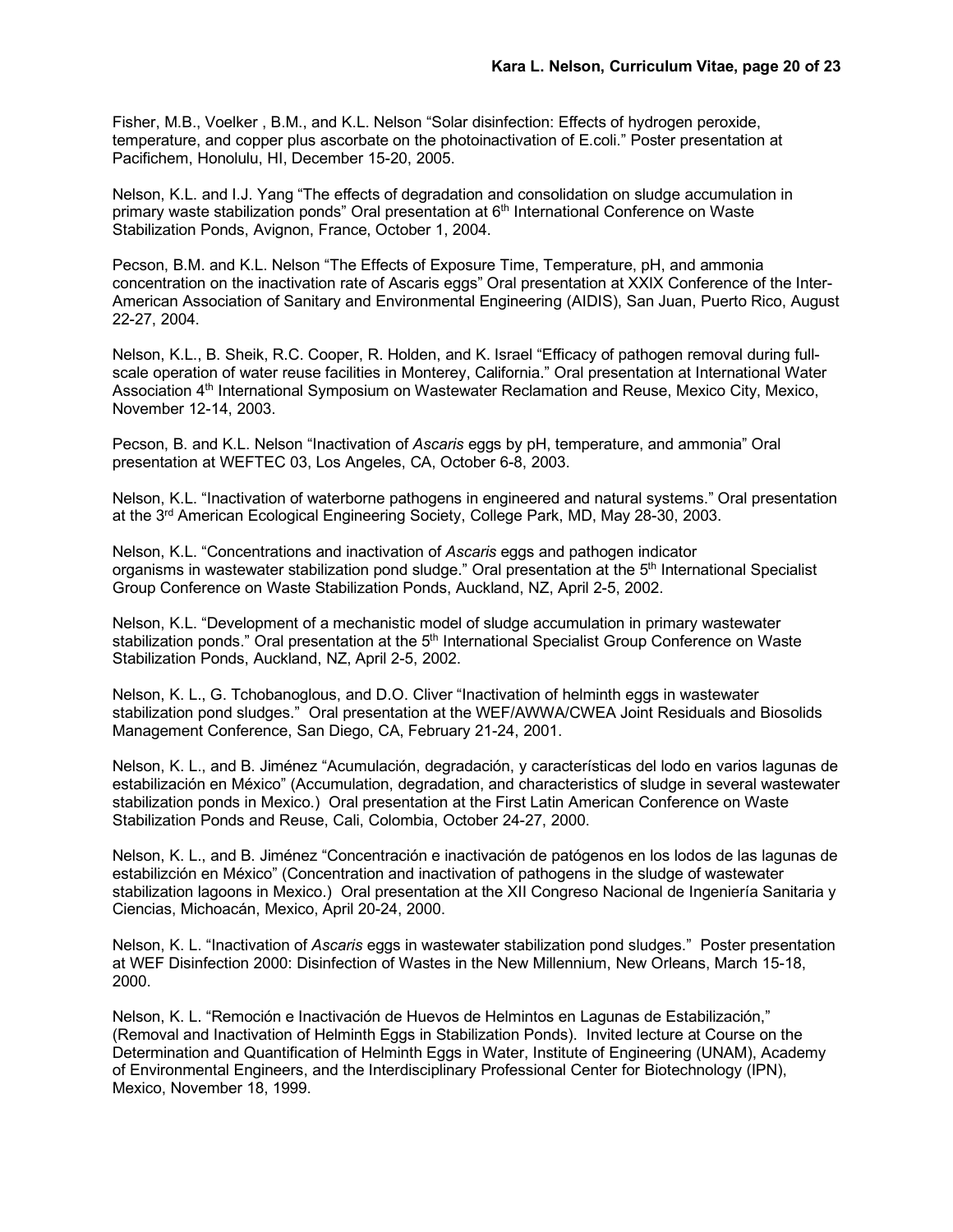Fisher, M.B., Voelker , B.M., and K.L. Nelson “Solar disinfection: Effects of hydrogen peroxide, temperature, and copper plus ascorbate on the photoinactivation of E.coli.” Poster presentation at Pacifichem, Honolulu, HI, December 15-20, 2005.

Nelson, K.L. and I.J. Yang “The effects of degradation and consolidation on sludge accumulation in primary waste stabilization ponds” Oral presentation at 6th International Conference on Waste Stabilization Ponds, Avignon, France, October 1, 2004.

Pecson, B.M. and K.L. Nelson “The Effects of Exposure Time, Temperature, pH, and ammonia concentration on the inactivation rate of Ascaris eggs” Oral presentation at XXIX Conference of the Inter-American Association of Sanitary and Environmental Engineering (AIDIS), San Juan, Puerto Rico, August 22-27, 2004.

Nelson, K.L., B. Sheik, R.C. Cooper, R. Holden, and K. Israel “Efficacy of pathogen removal during full-scale operation of water reuse facilities in Monterey, California.” Oral presentation at International Water Association 4th International Symposium on Wastewater Reclamation and Reuse, Mexico City, Mexico, November 12-14, 2003.

Pecson, B. and K.L. Nelson “Inactivation of *Ascaris* eggs by pH, temperature, and ammonia” Oral presentation at WEFTEC 03, Los Angeles, CA, October 6-8, 2003.

Nelson, K.L. “Inactivation of waterborne pathogens in engineered and natural systems.” Oral presentation at the 3rd American Ecological Engineering Society, College Park, MD, May 28-30, 2003.

Nelson, K.L. “Concentrations and inactivation of *Ascaris* eggs and pathogen indicator organisms in wastewater stabilization pond sludge.” Oral presentation at the 5th International Specialist Group Conference on Waste Stabilization Ponds, Auckland, NZ, April 2-5, 2002.

Nelson, K.L. “Development of a mechanistic model of sludge accumulation in primary wastewater stabilization ponds.” Oral presentation at the 5th International Specialist Group Conference on Waste Stabilization Ponds, Auckland, NZ, April 2-5, 2002.

Nelson, K. L., G. Tchobanoglous, and D.O. Cliver “Inactivation of helminth eggs in wastewater stabilization pond sludges.” Oral presentation at the WEF/AWWA/CWEA Joint Residuals and Biosolids Management Conference, San Diego, CA, February 21-24, 2001.

Nelson, K. L., and B. Jiménez “Acumulación, degradación, y características del lodo en varios lagunas de estabilización en México” (Accumulation, degradation, and characteristics of sludge in several wastewater stabilization ponds in Mexico.) Oral presentation at the First Latin American Conference on Waste Stabilization Ponds and Reuse, Cali, Colombia, October 24-27, 2000.

Nelson, K. L., and B. Jiménez “Concentración e inactivación de patógenos en los lodos de las lagunas de estabilizción en México” (Concentration and inactivation of pathogens in the sludge of wastewater stabilization lagoons in Mexico.) Oral presentation at the XII Congreso Nacional de Ingeniería Sanitaria y Ciencias, Michoacán, Mexico, April 20-24, 2000.

Nelson, K. L. “Inactivation of *Ascaris* eggs in wastewater stabilization pond sludges.” Poster presentation at WEF Disinfection 2000: Disinfection of Wastes in the New Millennium, New Orleans, March 15-18, 2000.

Nelson, K. L. “Remoción e Inactivación de Huevos de Helmintos en Lagunas de Estabilización,” (Removal and Inactivation of Helminth Eggs in Stabilization Ponds). Invited lecture at Course on the Determination and Quantification of Helminth Eggs in Water, Institute of Engineering (UNAM), Academy of Environmental Engineers, and the Interdisciplinary Professional Center for Biotechnology (IPN), Mexico, November 18, 1999.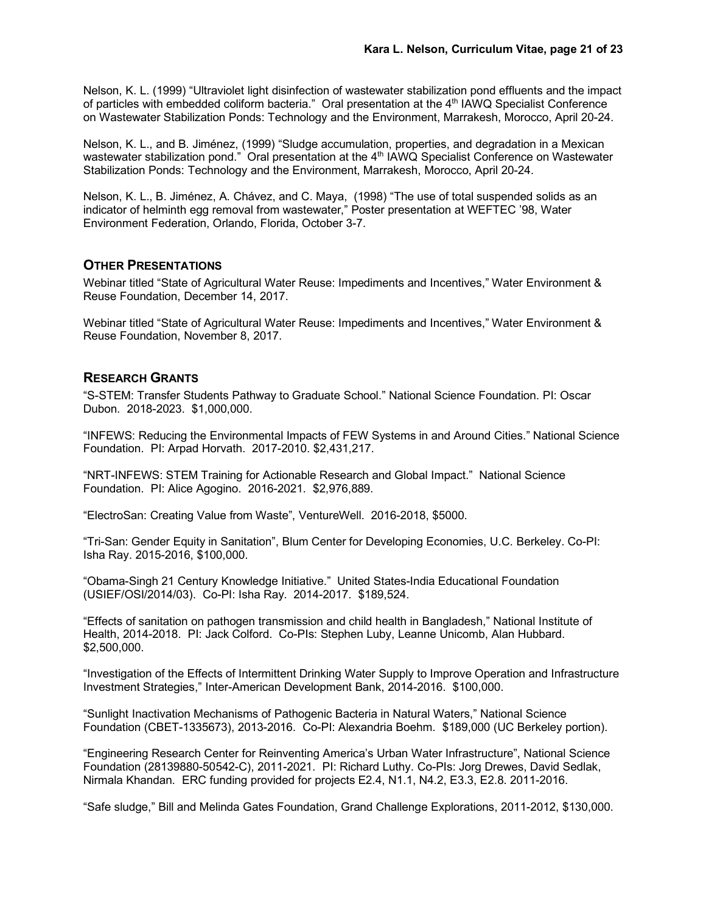Nelson, K. L. (1999) "Ultraviolet light disinfection of wastewater stabilization pond effluents and the impact of particles with embedded coliform bacteria." Oral presentation at the 4th IAWQ Specialist Conference on Wastewater Stabilization Ponds: Technology and the Environment, Marrakesh, Morocco, April 20-24.

Nelson, K. L., and B. Jiménez, (1999) "Sludge accumulation, properties, and degradation in a Mexican wastewater stabilization pond." Oral presentation at the 4th IAWQ Specialist Conference on Wastewater Stabilization Ponds: Technology and the Environment, Marrakesh, Morocco, April 20-24.

Nelson, K. L., B. Jiménez, A. Chávez, and C. Maya, (1998) "The use of total suspended solids as an indicator of helminth egg removal from wastewater," Poster presentation at WEFTEC '98, Water Environment Federation, Orlando, Florida, October 3-7.

## OTHER PRESENTATIONS

Webinar titled "State of Agricultural Water Reuse: Impediments and Incentives," Water Environment & Reuse Foundation, December 14, 2017.

Webinar titled "State of Agricultural Water Reuse: Impediments and Incentives," Water Environment & Reuse Foundation, November 8, 2017.

## RESEARCH GRANTS

"S-STEM: Transfer Students Pathway to Graduate School." National Science Foundation. PI: Oscar Dubon. 2018-2023. $1,000,000.

"INFEWS: Reducing the Environmental Impacts of FEW Systems in and Around Cities." National Science Foundation. PI: Arpad Horvath. 2017-2010. $2,431,217.

"NRT-INFEWS: STEM Training for Actionable Research and Global Impact." National Science Foundation. PI: Alice Agogino. 2016-2021. $2,976,889.

"ElectroSan: Creating Value from Waste", VentureWell. 2016-2018, $5000.

"Tri-San: Gender Equity in Sanitation", Blum Center for Developing Economies, U.C. Berkeley. Co-PI: Isha Ray. 2015-2016, $100,000.

"Obama-Singh 21 Century Knowledge Initiative." United States-India Educational Foundation (USIEF/OSI/2014/03). Co-PI: Isha Ray. 2014-2017. $189,524.

"Effects of sanitation on pathogen transmission and child health in Bangladesh," National Institute of Health, 2014-2018. PI: Jack Colford. Co-PIs: Stephen Luby, Leanne Unicomb, Alan Hubbard. $2,500,000.

"Investigation of the Effects of Intermittent Drinking Water Supply to Improve Operation and Infrastructure Investment Strategies," Inter-American Development Bank, 2014-2016. $100,000.

"Sunlight Inactivation Mechanisms of Pathogenic Bacteria in Natural Waters," National Science Foundation (CBET-1335673), 2013-2016. Co-PI: Alexandria Boehm. $189,000 (UC Berkeley portion).

"Engineering Research Center for Reinventing America's Urban Water Infrastructure", National Science Foundation (28139880-50542-C), 2011-2021. PI: Richard Luthy. Co-PIs: Jorg Drewes, David Sedlak, Nirmala Khandan. ERC funding provided for projects E2.4, N1.1, N4.2, E3.3, E2.8. 2011-2016.

"Safe sludge," Bill and Melinda Gates Foundation, Grand Challenge Explorations, 2011-2012, $130,000.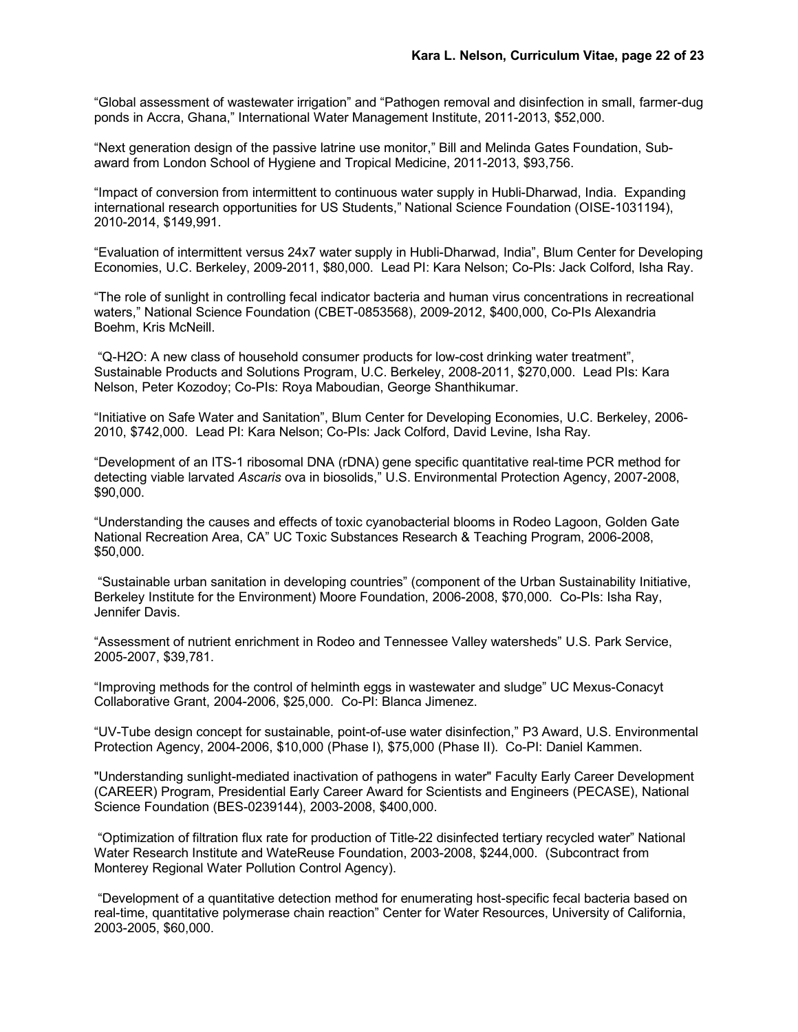"Global assessment of wastewater irrigation" and "Pathogen removal and disinfection in small, farmer-dug ponds in Accra, Ghana," International Water Management Institute, 2011-2013, $52,000.

"Next generation design of the passive latrine use monitor," Bill and Melinda Gates Foundation, Sub-award from London School of Hygiene and Tropical Medicine, 2011-2013, $93,756.

"Impact of conversion from intermittent to continuous water supply in Hubli-Dharwad, India. Expanding international research opportunities for US Students," National Science Foundation (OISE-1031194), 2010-2014, $149,991.

"Evaluation of intermittent versus 24x7 water supply in Hubli-Dharwad, India", Blum Center for Developing Economies, U.C. Berkeley, 2009-2011, $80,000. Lead PI: Kara Nelson; Co-PIs: Jack Colford, Isha Ray.

"The role of sunlight in controlling fecal indicator bacteria and human virus concentrations in recreational waters," National Science Foundation (CBET-0853568), 2009-2012, $400,000, Co-PIs Alexandria Boehm, Kris McNeill.

"Q-H2O: A new class of household consumer products for low-cost drinking water treatment", Sustainable Products and Solutions Program, U.C. Berkeley, 2008-2011, $270,000. Lead PIs: Kara Nelson, Peter Kozodoy; Co-PIs: Roya Maboudian, George Shanthikumar.

"Initiative on Safe Water and Sanitation", Blum Center for Developing Economies, U.C. Berkeley, 2006-2010, $742,000. Lead PI: Kara Nelson; Co-PIs: Jack Colford, David Levine, Isha Ray.

"Development of an ITS-1 ribosomal DNA (rDNA) gene specific quantitative real-time PCR method for detecting viable larvated *Ascaris* ova in biosolids," U.S. Environmental Protection Agency, 2007-2008, $90,000.

"Understanding the causes and effects of toxic cyanobacterial blooms in Rodeo Lagoon, Golden Gate National Recreation Area, CA" UC Toxic Substances Research & Teaching Program, 2006-2008, $50,000.

"Sustainable urban sanitation in developing countries" (component of the Urban Sustainability Initiative, Berkeley Institute for the Environment) Moore Foundation, 2006-2008, $70,000. Co-PIs: Isha Ray, Jennifer Davis.

"Assessment of nutrient enrichment in Rodeo and Tennessee Valley watersheds" U.S. Park Service, 2005-2007, $39,781.

"Improving methods for the control of helminth eggs in wastewater and sludge" UC Mexus-Conacyt Collaborative Grant, 2004-2006, $25,000. Co-PI: Blanca Jimenez.

"UV-Tube design concept for sustainable, point-of-use water disinfection," P3 Award, U.S. Environmental Protection Agency, 2004-2006, $10,000 (Phase I), $75,000 (Phase II). Co-PI: Daniel Kammen.

"Understanding sunlight-mediated inactivation of pathogens in water" Faculty Early Career Development (CAREER) Program, Presidential Early Career Award for Scientists and Engineers (PECASE), National Science Foundation (BES-0239144), 2003-2008, $400,000.

"Optimization of filtration flux rate for production of Title-22 disinfected tertiary recycled water" National Water Research Institute and WateReuse Foundation, 2003-2008, $244,000. (Subcontract from Monterey Regional Water Pollution Control Agency).

"Development of a quantitative detection method for enumerating host-specific fecal bacteria based on real-time, quantitative polymerase chain reaction" Center for Water Resources, University of California, 2003-2005, $60,000.